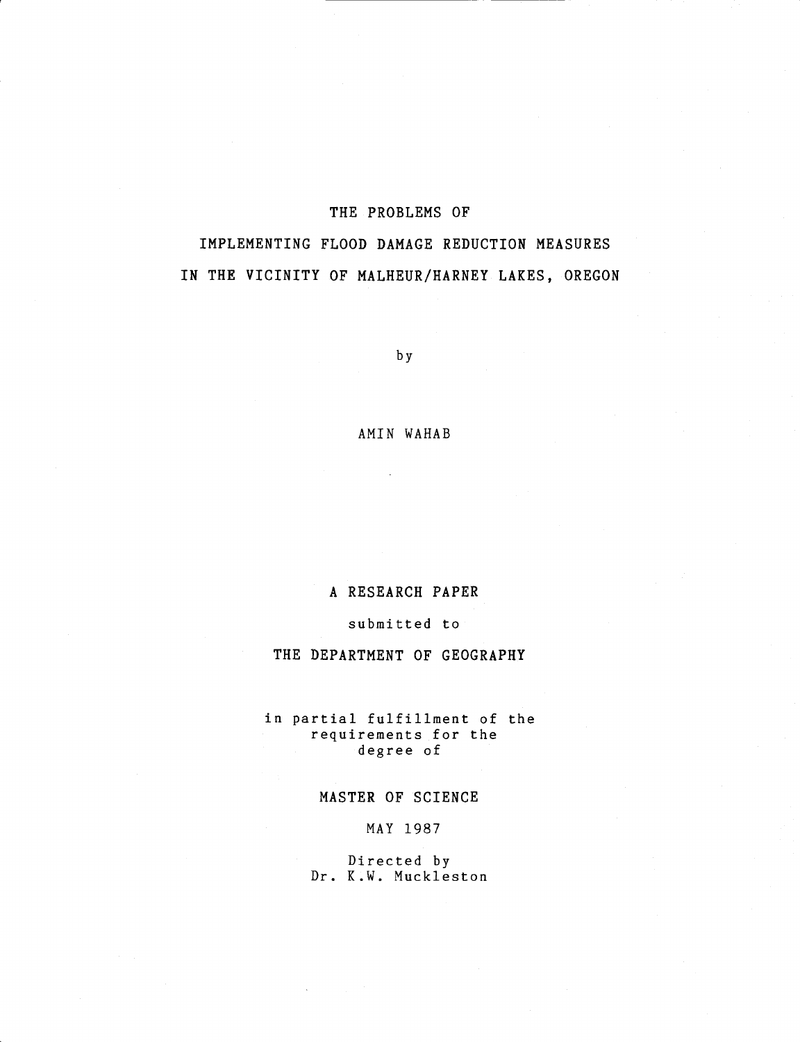# THE PROBLEMS OF IMPLEMENTING FLOOD DAMAGE REDUCTION MEASURES IN THE VICINITY OF MALHEUR/HARNEY LAKES, OREGON

by

AMIN WAHAB

A RESEARCH PAPER

submitted to

THE DEPARTMENT OF GEOGRAPHY

in partial fulfillment of the requirements for the degree of

MASTER OF SCIENCE

MAY 1987

Directed by
Dr. K.W. Muckleston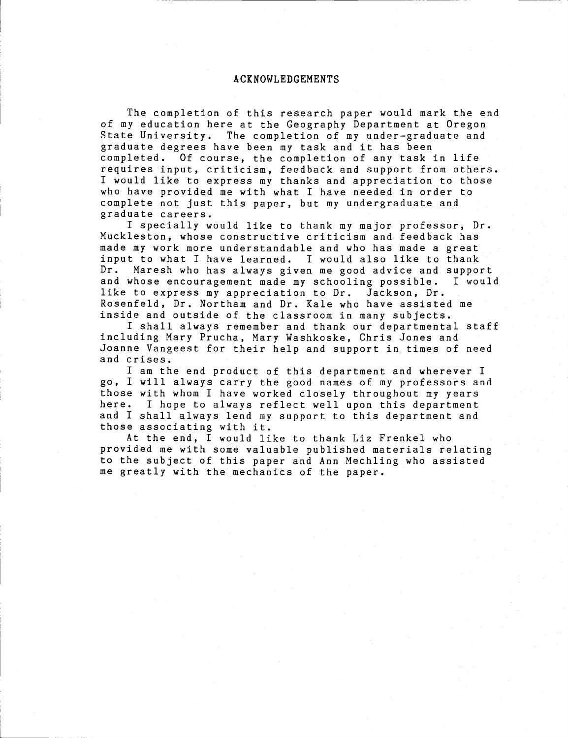# ACKNOWLEDGEMENTS

The completion of this research paper would mark the end of my education here at the Geography Department at Oregon State University. The completion of my under-graduate and graduate degrees have been my task and it has been completed. Of course, the completion of any task in life requires input, criticism, feedback and support from others. I would like to express my thanks and appreciation to those who have provided me with what I have needed in order to complete not just this paper, but my undergraduate and graduate careers.

I specially would like to thank my major professor, Dr. Muckleston, whose constructive criticism and feedback has made my work more understandable and who has made a great input to what I have learned. I would also like to thank Dr. Maresh who has always given me good advice and support and whose encouragement made my schooling possible. I would like to express my appreciation to Dr. Jackson, Dr. Rosenfeld, Dr. Northam and Dr. Kale who have assisted me inside and outside of the classroom in many subjects.

I shall always remember and thank our departmental staff including Mary Prucha, Mary Washkoske, Chris Jones and Joanne Vangeest for their help and support in times of need and crises.

I am the end product of this department and wherever I go, I will always carry the good names of my professors and those with whom I have worked closely throughout my years here. I hope to always reflect well upon this department and I shall always lend my support to this department and those associating with it.

At the end, I would like to thank Liz Frenkel who provided me with some valuable published materials relating to the subject of this paper and Ann Mechling who assisted me greatly with the mechanics of the paper.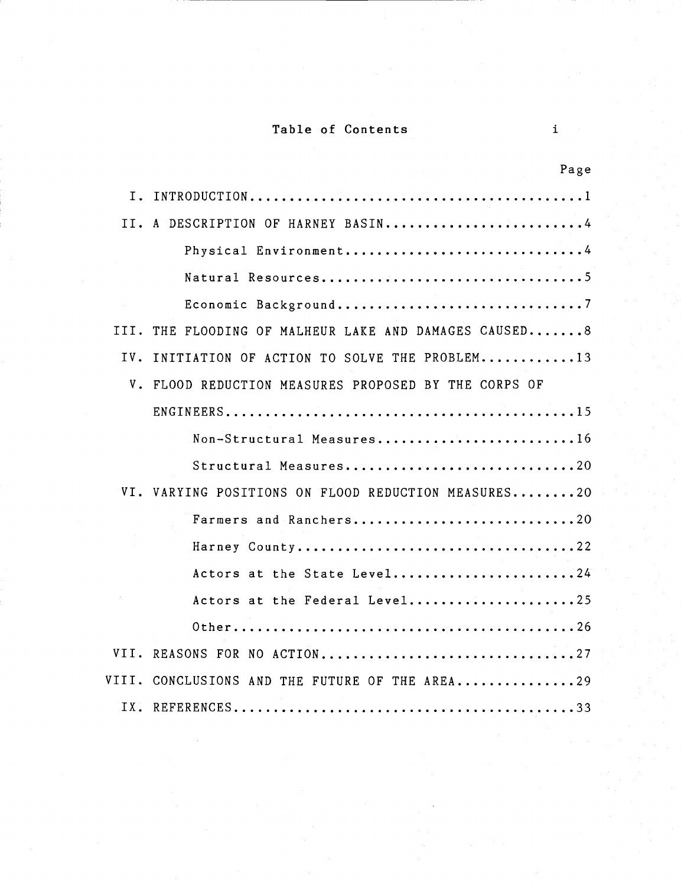# Table of Contents

| | Page |
|---|---|
| I. INTRODUCTION | 1 |
| II. A DESCRIPTION OF HARNEY BASIN | 4 |
| Physical Environment | 4 |
| Natural Resources | 5 |
| Economic Background | 7 |
| III. THE FLOODING OF MALHEUR LAKE AND DAMAGES CAUSED | 8 |
| IV. INITIATION OF ACTION TO SOLVE THE PROBLEM | 13 |
| V. FLOOD REDUCTION MEASURES PROPOSED BY THE CORPS OF ENGINEERS | 15 |
| Non-Structural Measures | 16 |
| Structural Measures | 20 |
| VI. VARYING POSITIONS ON FLOOD REDUCTION MEASURES | 20 |
| Farmers and Ranchers | 20 |
| Harney County | 22 |
| Actors at the State Level | 24 |
| Actors at the Federal Level | 25 |
| Other | 26 |
| VII. REASONS FOR NO ACTION | 27 |
| VIII. CONCLUSIONS AND THE FUTURE OF THE AREA | 29 |
| IX. REFERENCES | 33 |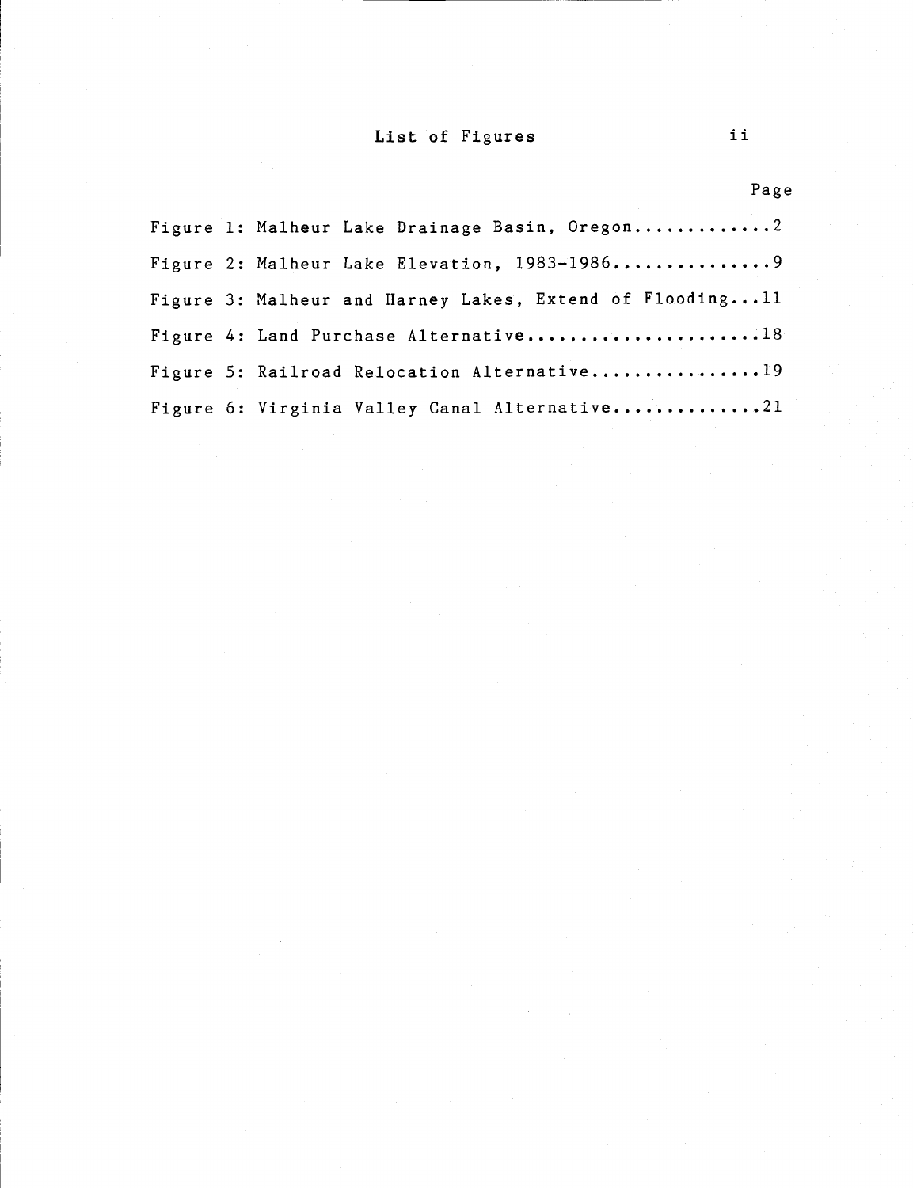# List of Figures

Page

Figure 1: Malheur Lake Drainage Basin, Oregon............2

Figure 2: Malheur Lake Elevation, 1983-1986..............9

Figure 3: Malheur and Harney Lakes, Extend of Flooding...11

Figure 4: Land Purchase Alternative.....................18

Figure 5: Railroad Relocation Alternative...............19

Figure 6: Virginia Valley Canal Alternative.............21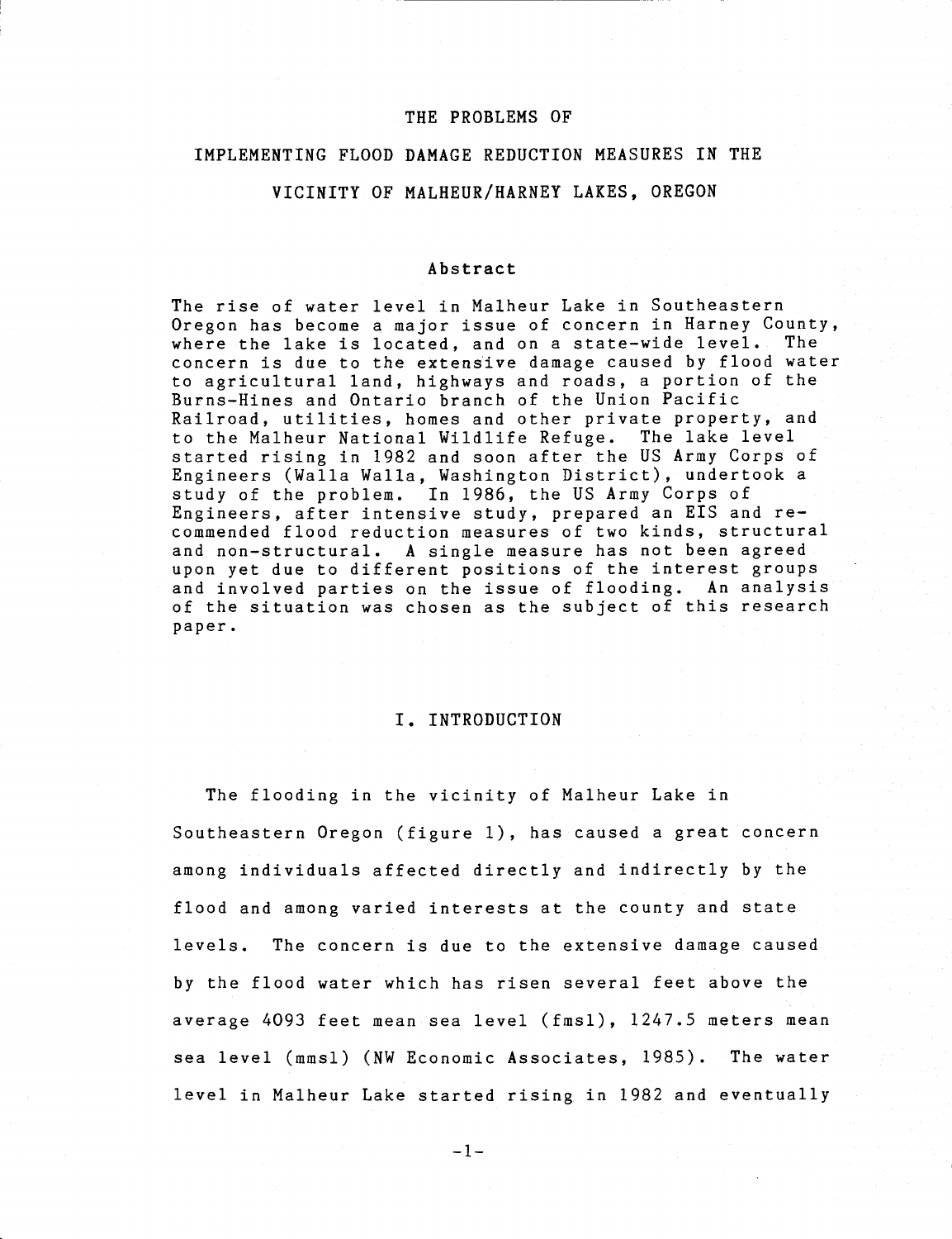# THE PROBLEMS OF IMPLEMENTING FLOOD DAMAGE REDUCTION MEASURES IN THE VICINITY OF MALHEUR/HARNEY LAKES, OREGON

## Abstract

The rise of water level in Malheur Lake in Southeastern Oregon has become a major issue of concern in Harney County, where the lake is located, and on a state-wide level. The concern is due to the extensive damage caused by flood water to agricultural land, highways and roads, a portion of the Burns-Hines and Ontario branch of the Union Pacific Railroad, utilities, homes and other private property, and to the Malheur National Wildlife Refuge. The lake level started rising in 1982 and soon after the US Army Corps of Engineers (Walla Walla, Washington District), undertook a study of the problem. In 1986, the US Army Corps of Engineers, after intensive study, prepared an EIS and recommended flood reduction measures of two kinds, structural and non-structural. A single measure has not been agreed upon yet due to different positions of the interest groups and involved parties on the issue of flooding. An analysis of the situation was chosen as the subject of this research paper.

## I. INTRODUCTION

The flooding in the vicinity of Malheur Lake in Southeastern Oregon (figure 1), has caused a great concern among individuals affected directly and indirectly by the flood and among varied interests at the county and state levels. The concern is due to the extensive damage caused by the flood water which has risen several feet above the average 4093 feet mean sea level (fmsl), 1247.5 meters mean sea level (mmsl) (NW Economic Associates, 1985). The water level in Malheur Lake started rising in 1982 and eventually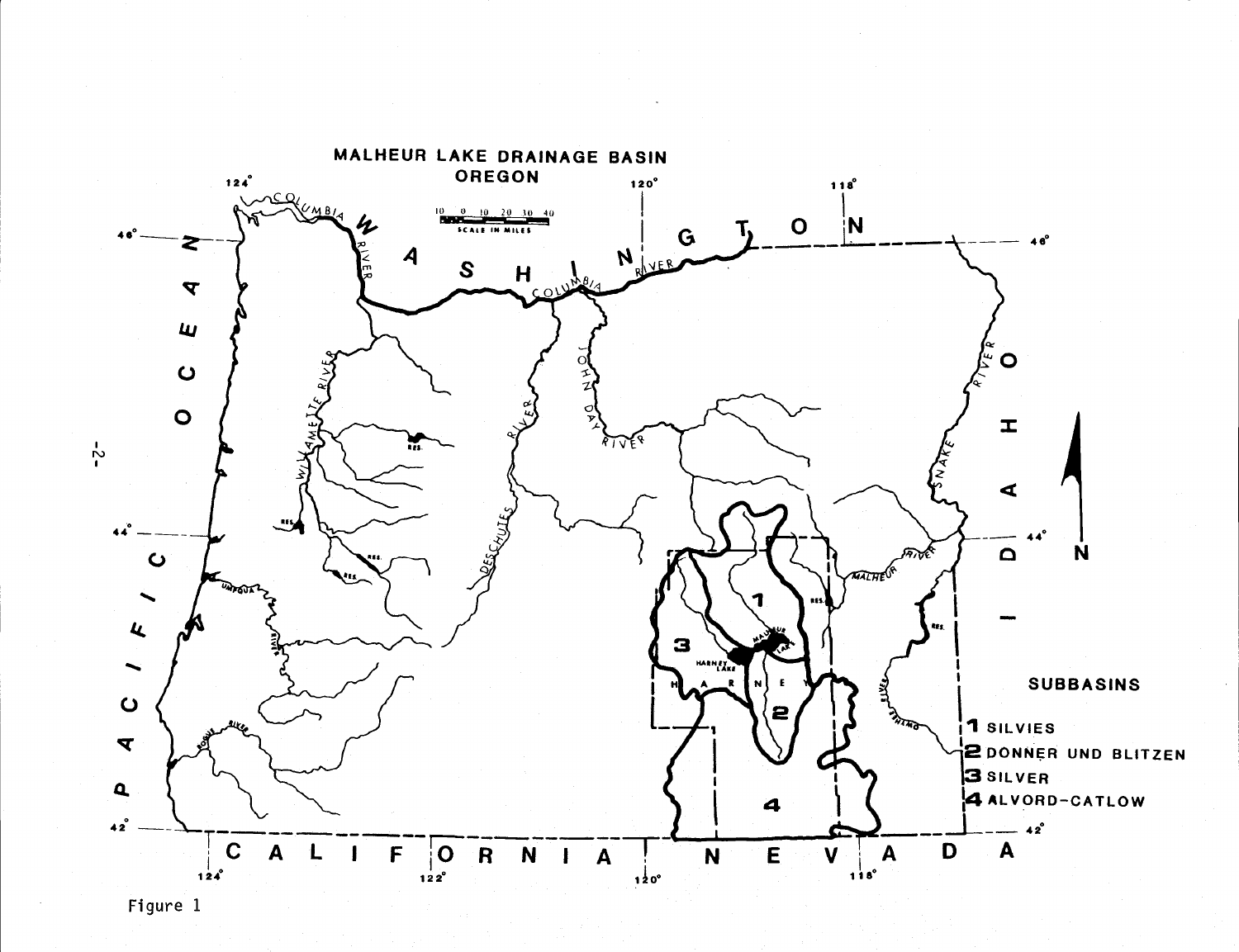MALHEUR LAKE DRAINAGE BASIN
OREGON

SUBBASINS

1 SILVIES
2 DONNER UND BLITZEN
3 SILVER
4 ALVORD-CATLOW

Figure 1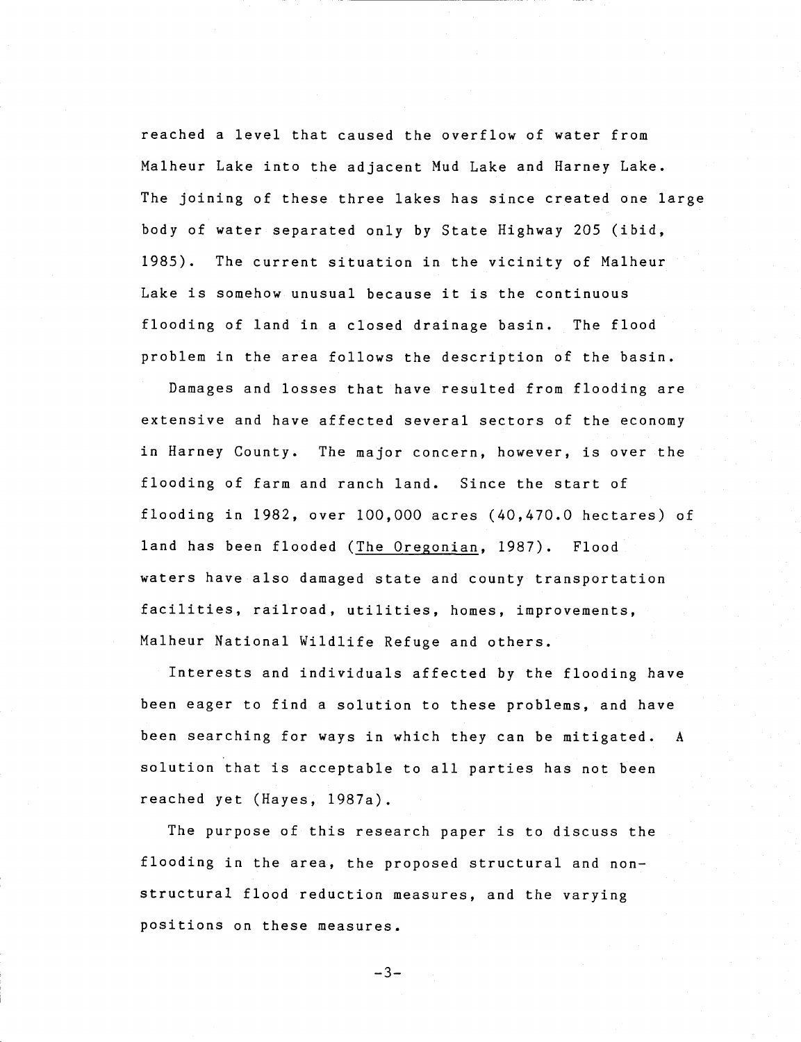reached a level that caused the overflow of water from Malheur Lake into the adjacent Mud Lake and Harney Lake. The joining of these three lakes has since created one large body of water separated only by State Highway 205 (ibid, 1985). The current situation in the vicinity of Malheur Lake is somehow unusual because it is the continuous flooding of land in a closed drainage basin. The flood problem in the area follows the description of the basin.

Damages and losses that have resulted from flooding are extensive and have affected several sectors of the economy in Harney County. The major concern, however, is over the flooding of farm and ranch land. Since the start of flooding in 1982, over 100,000 acres (40,470.0 hectares) of land has been flooded (The Oregonian, 1987). Flood waters have also damaged state and county transportation facilities, railroad, utilities, homes, improvements, Malheur National Wildlife Refuge and others.

Interests and individuals affected by the flooding have been eager to find a solution to these problems, and have been searching for ways in which they can be mitigated. A solution that is acceptable to all parties has not been reached yet (Hayes, 1987a).

The purpose of this research paper is to discuss the flooding in the area, the proposed structural and non-structural flood reduction measures, and the varying positions on these measures.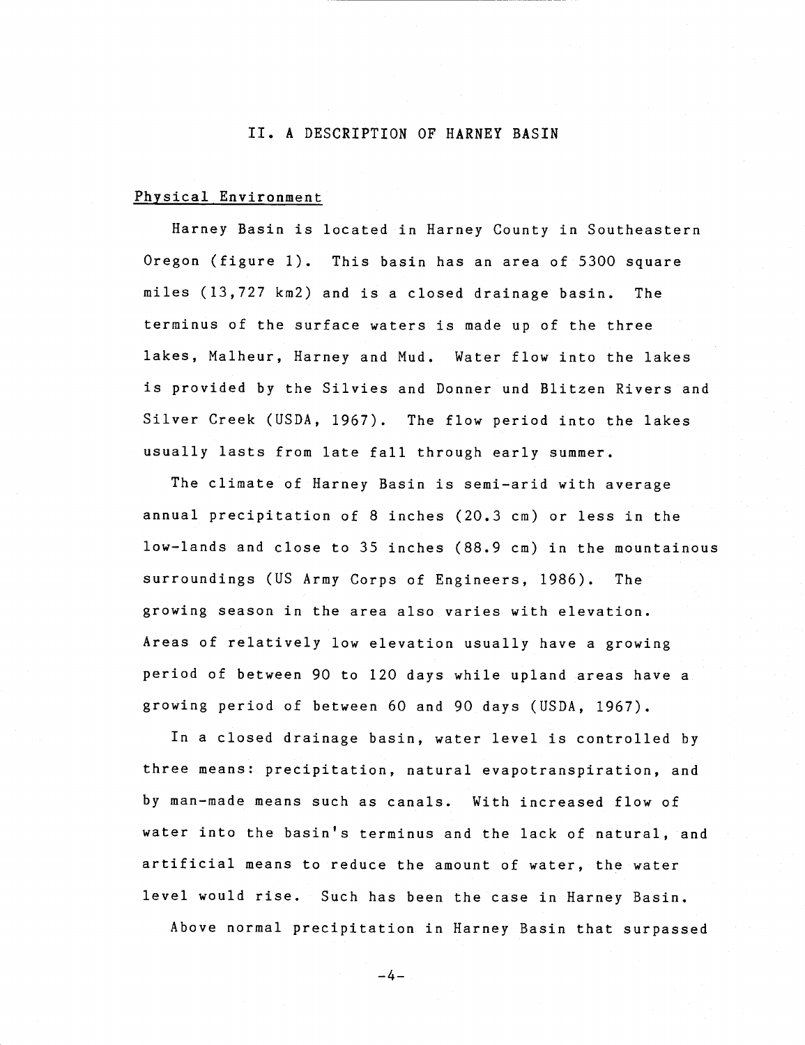## II. A DESCRIPTION OF HARNEY BASIN

### Physical Environment

Harney Basin is located in Harney County in Southeastern Oregon (figure 1). This basin has an area of 5300 square miles (13,727 km2) and is a closed drainage basin. The terminus of the surface waters is made up of the three lakes, Malheur, Harney and Mud. Water flow into the lakes is provided by the Silvies and Donner und Blitzen Rivers and Silver Creek (USDA, 1967). The flow period into the lakes usually lasts from late fall through early summer.

The climate of Harney Basin is semi-arid with average annual precipitation of 8 inches (20.3 cm) or less in the low-lands and close to 35 inches (88.9 cm) in the mountainous surroundings (US Army Corps of Engineers, 1986). The growing season in the area also varies with elevation. Areas of relatively low elevation usually have a growing period of between 90 to 120 days while upland areas have a growing period of between 60 and 90 days (USDA, 1967).

In a closed drainage basin, water level is controlled by three means: precipitation, natural evapotranspiration, and by man-made means such as canals. With increased flow of water into the basin's terminus and the lack of natural, and artificial means to reduce the amount of water, the water level would rise. Such has been the case in Harney Basin.

Above normal precipitation in Harney Basin that surpassed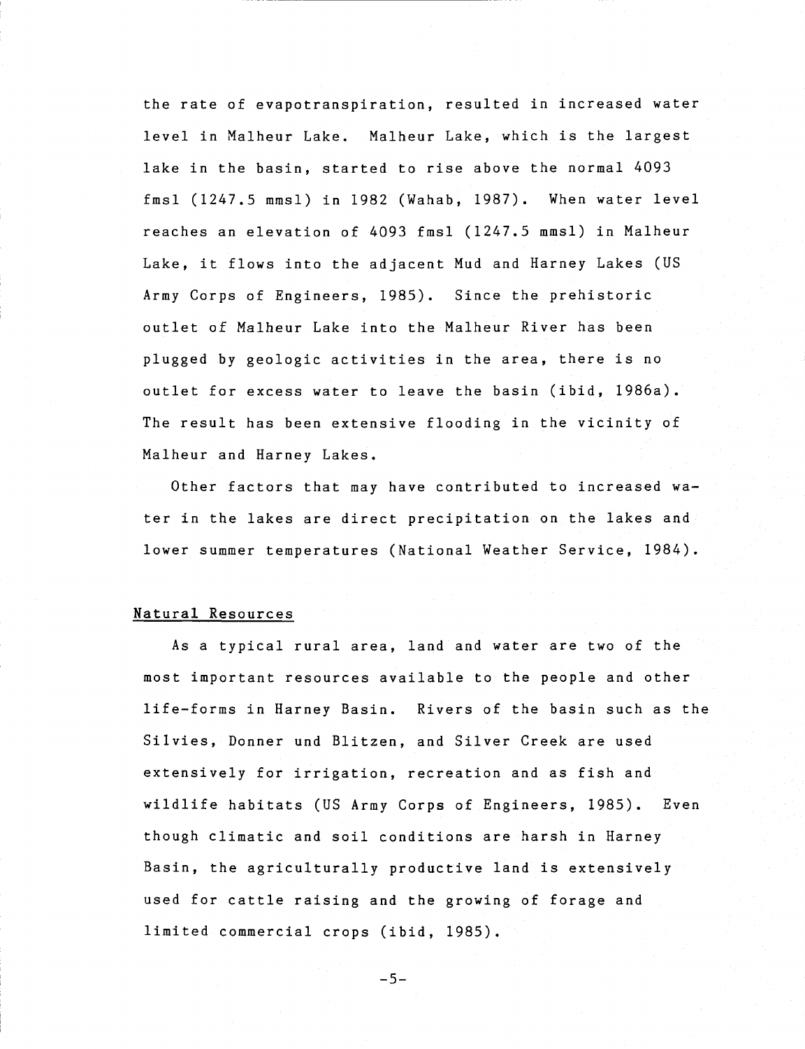the rate of evapotranspiration, resulted in increased water level in Malheur Lake. Malheur Lake, which is the largest lake in the basin, started to rise above the normal 4093 fmsl (1247.5 mmsl) in 1982 (Wahab, 1987). When water level reaches an elevation of 4093 fmsl (1247.5 mmsl) in Malheur Lake, it flows into the adjacent Mud and Harney Lakes (US Army Corps of Engineers, 1985). Since the prehistoric outlet of Malheur Lake into the Malheur River has been plugged by geologic activities in the area, there is no outlet for excess water to leave the basin (ibid, 1986a). The result has been extensive flooding in the vicinity of Malheur and Harney Lakes.

Other factors that may have contributed to increased water in the lakes are direct precipitation on the lakes and lower summer temperatures (National Weather Service, 1984).

## Natural Resources

As a typical rural area, land and water are two of the most important resources available to the people and other life-forms in Harney Basin. Rivers of the basin such as the Silvies, Donner und Blitzen, and Silver Creek are used extensively for irrigation, recreation and as fish and wildlife habitats (US Army Corps of Engineers, 1985). Even though climatic and soil conditions are harsh in Harney Basin, the agriculturally productive land is extensively used for cattle raising and the growing of forage and limited commercial crops (ibid, 1985).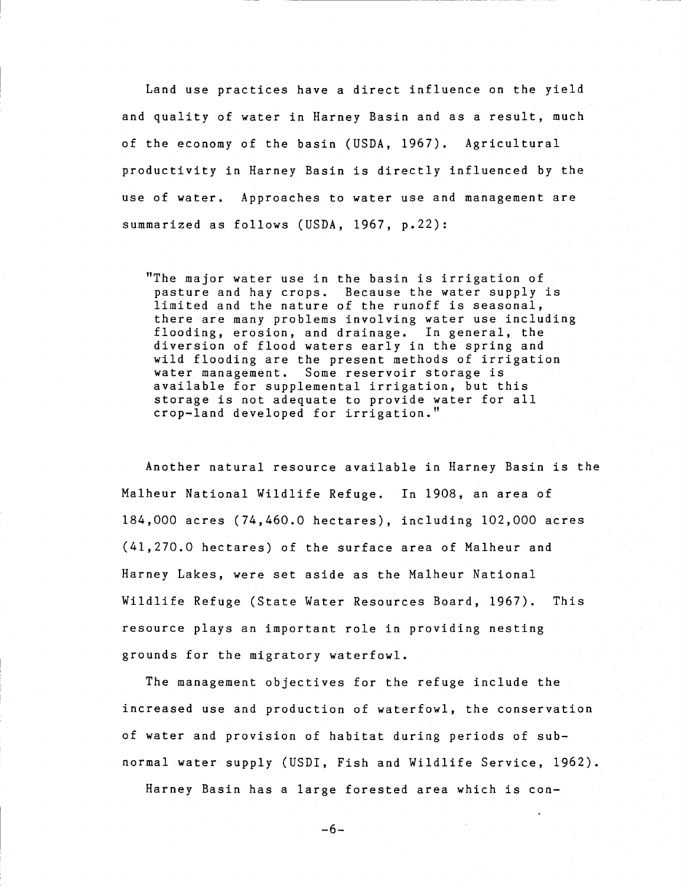Land use practices have a direct influence on the yield and quality of water in Harney Basin and as a result, much of the economy of the basin (USDA, 1967). Agricultural productivity in Harney Basin is directly influenced by the use of water. Approaches to water use and management are summarized as follows (USDA, 1967, p.22):

> "The major water use in the basin is irrigation of pasture and hay crops. Because the water supply is limited and the nature of the runoff is seasonal, there are many problems involving water use including flooding, erosion, and drainage. In general, the diversion of flood waters early in the spring and wild flooding are the present methods of irrigation water management. Some reservoir storage is available for supplemental irrigation, but this storage is not adequate to provide water for all crop-land developed for irrigation."

Another natural resource available in Harney Basin is the Malheur National Wildlife Refuge. In 1908, an area of 184,000 acres (74,460.0 hectares), including 102,000 acres (41,270.0 hectares) of the surface area of Malheur and Harney Lakes, were set aside as the Malheur National Wildlife Refuge (State Water Resources Board, 1967). This resource plays an important role in providing nesting grounds for the migratory waterfowl.

The management objectives for the refuge include the increased use and production of waterfowl, the conservation of water and provision of habitat during periods of sub-normal water supply (USDI, Fish and Wildlife Service, 1962).

Harney Basin has a large forested area which is con-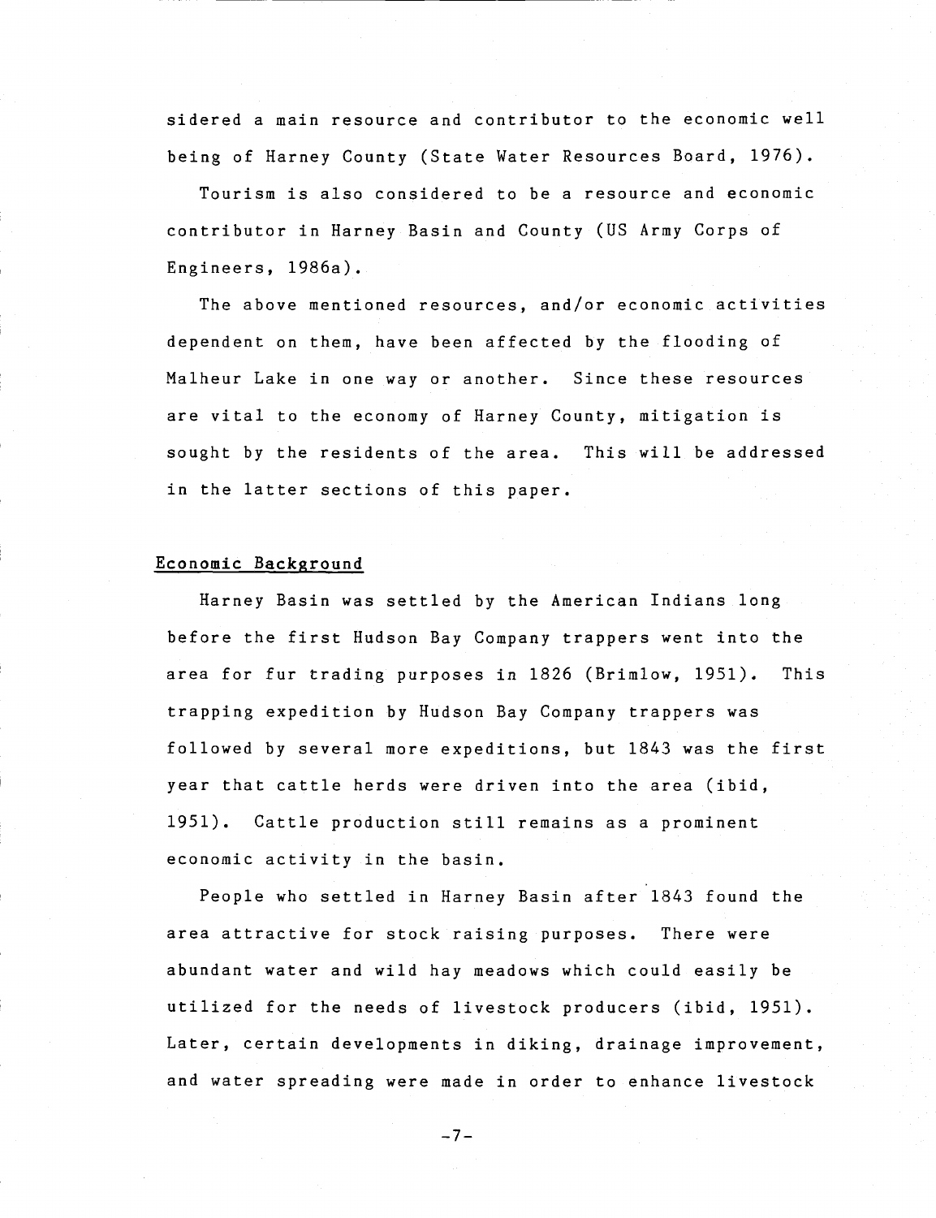sidered a main resource and contributor to the economic well being of Harney County (State Water Resources Board, 1976).

Tourism is also considered to be a resource and economic contributor in Harney Basin and County (US Army Corps of Engineers, 1986a).

The above mentioned resources, and/or economic activities dependent on them, have been affected by the flooding of Malheur Lake in one way or another. Since these resources are vital to the economy of Harney County, mitigation is sought by the residents of the area. This will be addressed in the latter sections of this paper.

## Economic Background

Harney Basin was settled by the American Indians long before the first Hudson Bay Company trappers went into the area for fur trading purposes in 1826 (Brimlow, 1951). This trapping expedition by Hudson Bay Company trappers was followed by several more expeditions, but 1843 was the first year that cattle herds were driven into the area (ibid, 1951). Cattle production still remains as a prominent economic activity in the basin.

People who settled in Harney Basin after 1843 found the area attractive for stock raising purposes. There were abundant water and wild hay meadows which could easily be utilized for the needs of livestock producers (ibid, 1951). Later, certain developments in diking, drainage improvement, and water spreading were made in order to enhance livestock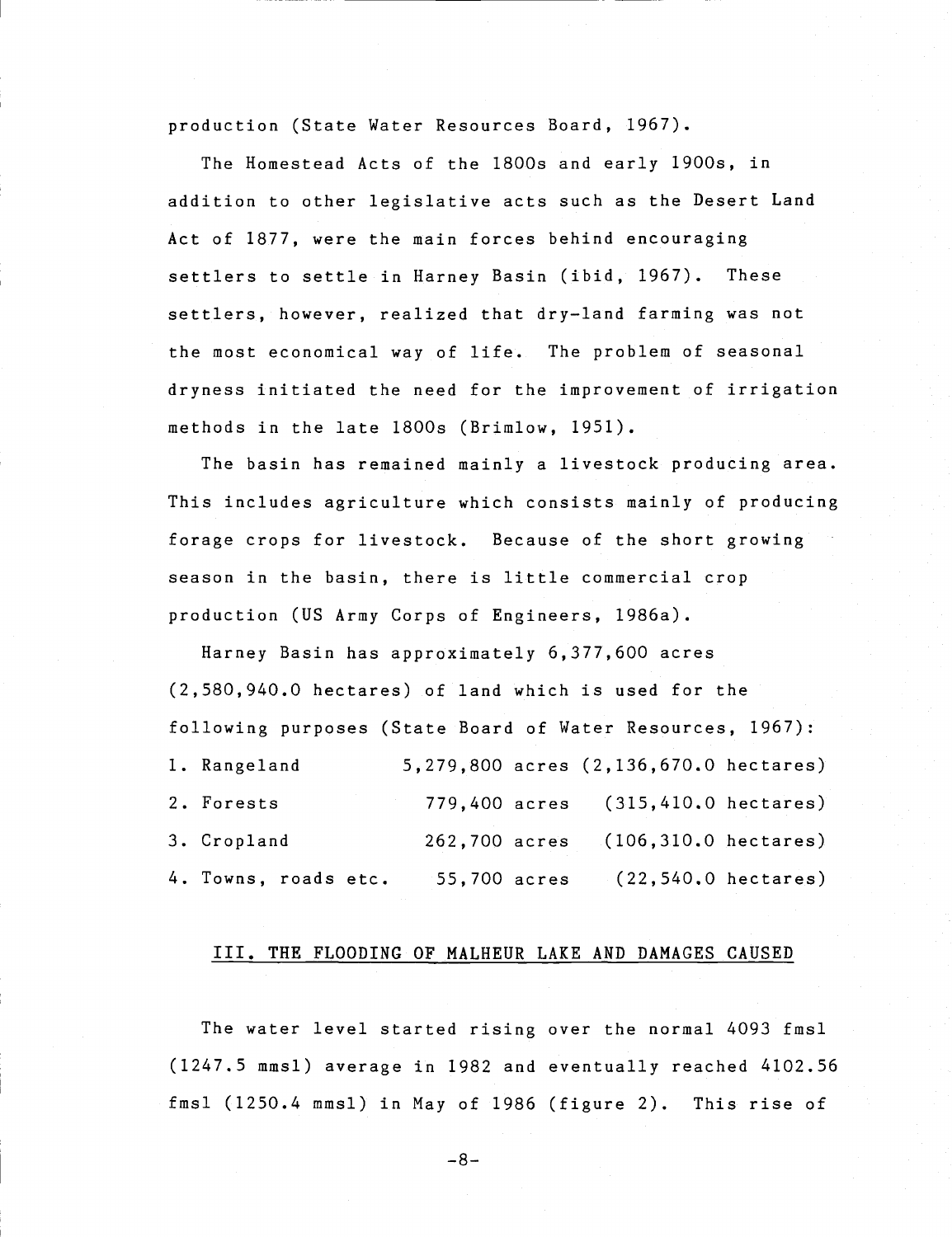production (State Water Resources Board, 1967).

The Homestead Acts of the 1800s and early 1900s, in addition to other legislative acts such as the Desert Land Act of 1877, were the main forces behind encouraging settlers to settle in Harney Basin (ibid, 1967). These settlers, however, realized that dry-land farming was not the most economical way of life. The problem of seasonal dryness initiated the need for the improvement of irrigation methods in the late 1800s (Brimlow, 1951).

The basin has remained mainly a livestock producing area. This includes agriculture which consists mainly of producing forage crops for livestock. Because of the short growing season in the basin, there is little commercial crop production (US Army Corps of Engineers, 1986a).

Harney Basin has approximately 6,377,600 acres (2,580,940.0 hectares) of land which is used for the following purposes (State Board of Water Resources, 1967):

| | | |
|---|---|---|
| 1. Rangeland | 5,279,800 acres | (2,136,670.0 hectares) |
| 2. Forests | 779,400 acres | (315,410.0 hectares) |
| 3. Cropland | 262,700 acres | (106,310.0 hectares) |
| 4. Towns, roads etc. | 55,700 acres | (22,540.0 hectares) |

## III. THE FLOODING OF MALHEUR LAKE AND DAMAGES CAUSED

The water level started rising over the normal 4093 fmsl (1247.5 mmsl) average in 1982 and eventually reached 4102.56 fmsl (1250.4 mmsl) in May of 1986 (figure 2). This rise of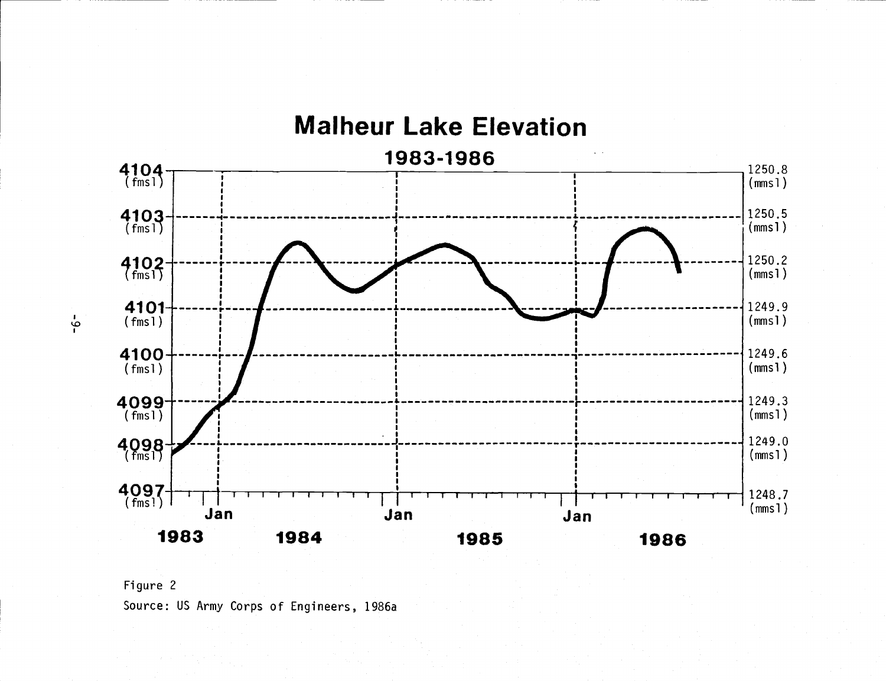# Malheur Lake Elevation

1983-1986

4104 (fmsl)
4103 (fmsl)
4102 (fmsl)
4101 (fmsl)
4100 (fmsl)
4099 (fmsl)
4098 (fmsl)
4097 (fmsl)

1250.8 (mmsl)
1250.5 (mmsl)
1250.2 (mmsl)
1249.9 (mmsl)
1249.6 (mmsl)
1249.3 (mmsl)
1249.0 (mmsl)
1248.7 (mmsl)

Jan Jan Jan

1983 1984 1985 1986

Figure 2

Source: US Army Corps of Engineers, 1986a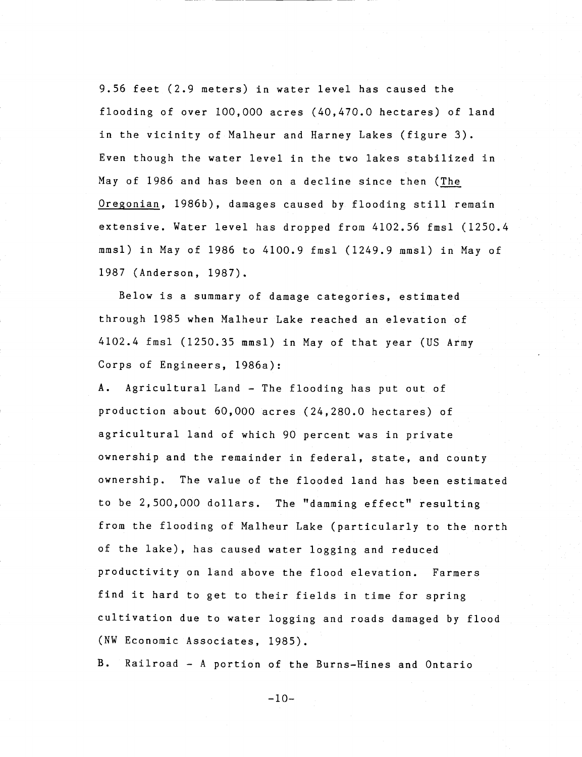9.56 feet (2.9 meters) in water level has caused the flooding of over 100,000 acres (40,470.0 hectares) of land in the vicinity of Malheur and Harney Lakes (figure 3). Even though the water level in the two lakes stabilized in May of 1986 and has been on a decline since then (The Oregonian, 1986b), damages caused by flooding still remain extensive. Water level has dropped from 4102.56 fmsl (1250.4 mmsl) in May of 1986 to 4100.9 fmsl (1249.9 mmsl) in May of 1987 (Anderson, 1987).

Below is a summary of damage categories, estimated through 1985 when Malheur Lake reached an elevation of 4102.4 fmsl (1250.35 mmsl) in May of that year (US Army Corps of Engineers, 1986a):

A. Agricultural Land - The flooding has put out of production about 60,000 acres (24,280.0 hectares) of agricultural land of which 90 percent was in private ownership and the remainder in federal, state, and county ownership. The value of the flooded land has been estimated to be 2,500,000 dollars. The "damming effect" resulting from the flooding of Malheur Lake (particularly to the north of the lake), has caused water logging and reduced productivity on land above the flood elevation. Farmers find it hard to get to their fields in time for spring cultivation due to water logging and roads damaged by flood (NW Economic Associates, 1985).

B. Railroad - A portion of the Burns-Hines and Ontario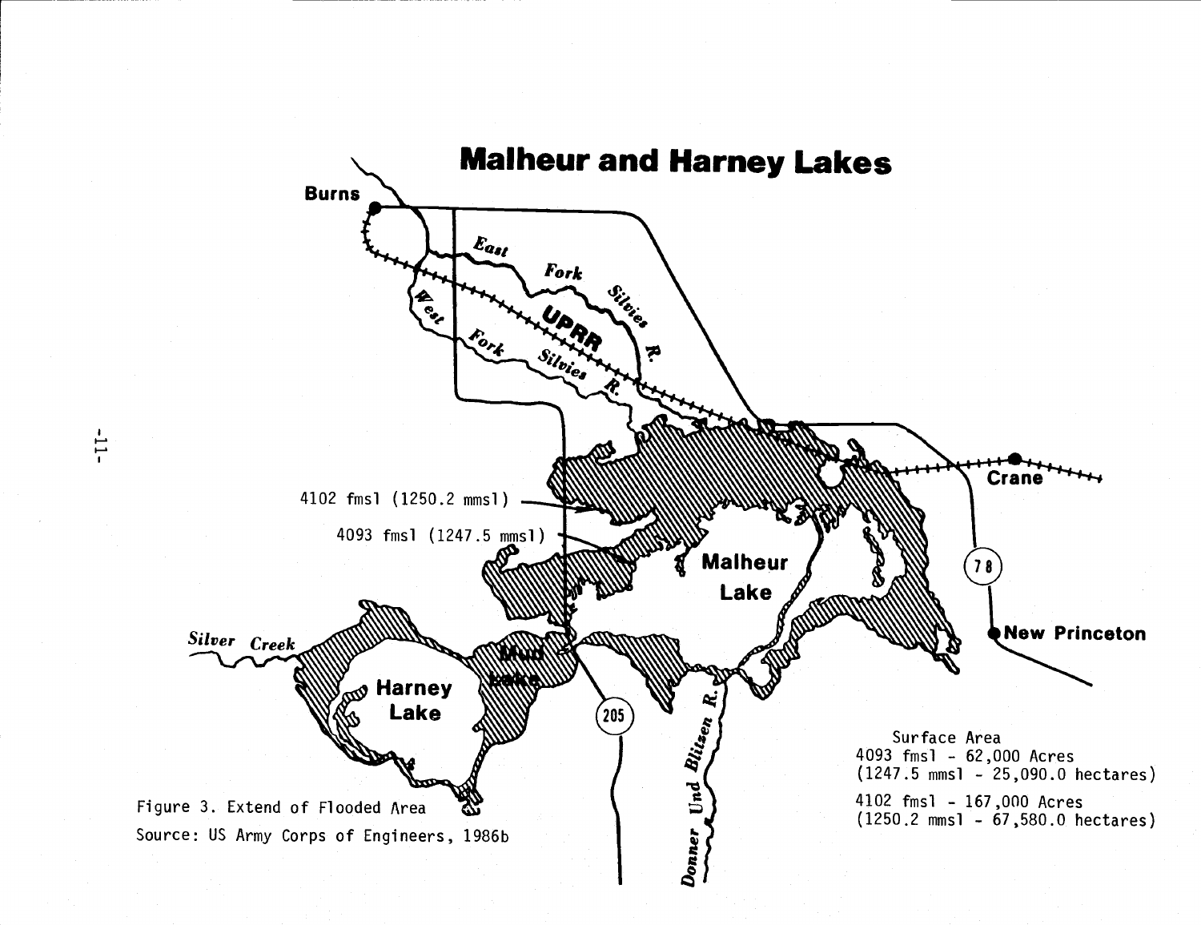# Malheur and Harney Lakes

Burns

East Fork Silvies R.

West Fork Silvies R.

UPRR

4102 fmsl (1250.2 mmsl)

4093 fmsl (1247.5 mmsl)

Malheur Lake

Crane

78

New Princeton

Silver Creek

Harney Lake

Mud Lake

205

Donner Und Blitzen R.

Surface Area
4093 fmsl - 62,000 Acres
(1247.5 mmsl - 25,090.0 hectares)

4102 fmsl - 167,000 Acres
(1250.2 mmsl - 67,580.0 hectares)

Figure 3. Extend of Flooded Area
Source: US Army Corps of Engineers, 1986b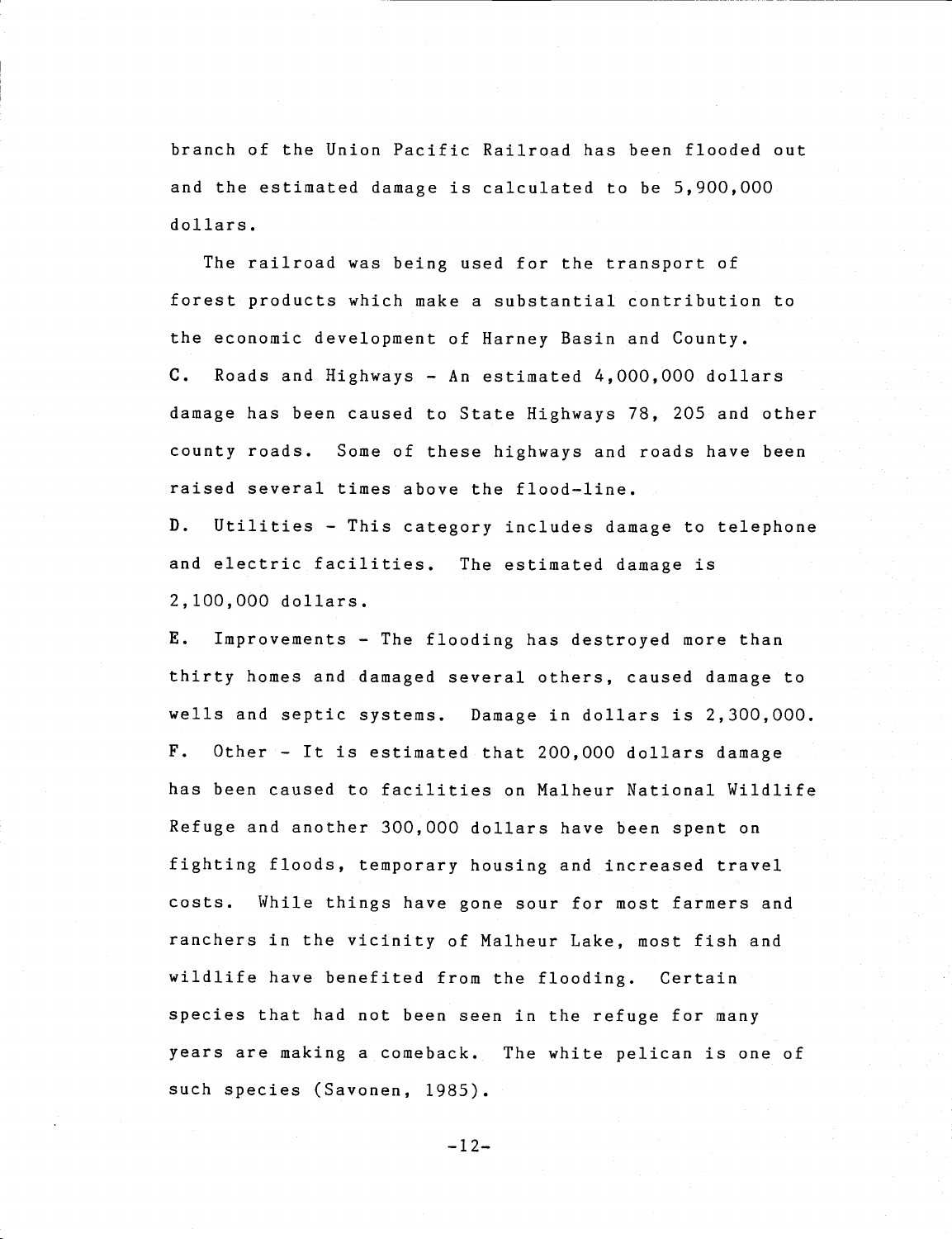branch of the Union Pacific Railroad has been flooded out and the estimated damage is calculated to be 5,900,000 dollars.

The railroad was being used for the transport of forest products which make a substantial contribution to the economic development of Harney Basin and County.

C. Roads and Highways - An estimated 4,000,000 dollars damage has been caused to State Highways 78, 205 and other county roads. Some of these highways and roads have been raised several times above the flood-line.

D. Utilities - This category includes damage to telephone and electric facilities. The estimated damage is 2,100,000 dollars.

E. Improvements - The flooding has destroyed more than thirty homes and damaged several others, caused damage to wells and septic systems. Damage in dollars is 2,300,000.

F. Other - It is estimated that 200,000 dollars damage has been caused to facilities on Malheur National Wildlife Refuge and another 300,000 dollars have been spent on fighting floods, temporary housing and increased travel costs. While things have gone sour for most farmers and ranchers in the vicinity of Malheur Lake, most fish and wildlife have benefited from the flooding. Certain species that had not been seen in the refuge for many years are making a comeback. The white pelican is one of such species (Savonen, 1985).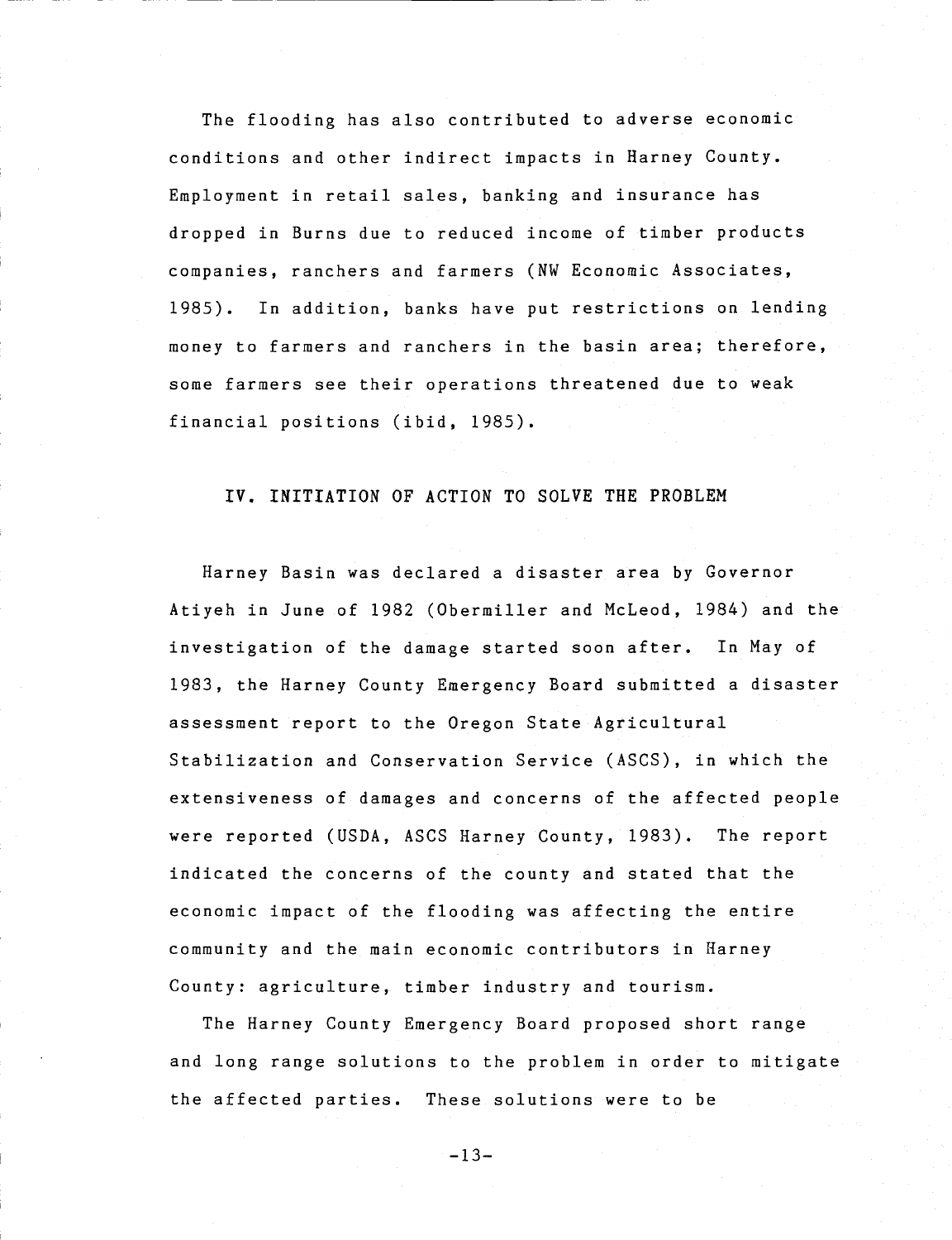The flooding has also contributed to adverse economic conditions and other indirect impacts in Harney County. Employment in retail sales, banking and insurance has dropped in Burns due to reduced income of timber products companies, ranchers and farmers (NW Economic Associates, 1985). In addition, banks have put restrictions on lending money to farmers and ranchers in the basin area; therefore, some farmers see their operations threatened due to weak financial positions (ibid, 1985).

## IV. INITIATION OF ACTION TO SOLVE THE PROBLEM

Harney Basin was declared a disaster area by Governor Atiyeh in June of 1982 (Obermiller and McLeod, 1984) and the investigation of the damage started soon after. In May of 1983, the Harney County Emergency Board submitted a disaster assessment report to the Oregon State Agricultural Stabilization and Conservation Service (ASCS), in which the extensiveness of damages and concerns of the affected people were reported (USDA, ASCS Harney County, 1983). The report indicated the concerns of the county and stated that the economic impact of the flooding was affecting the entire community and the main economic contributors in Harney County: agriculture, timber industry and tourism.

The Harney County Emergency Board proposed short range and long range solutions to the problem in order to mitigate the affected parties. These solutions were to be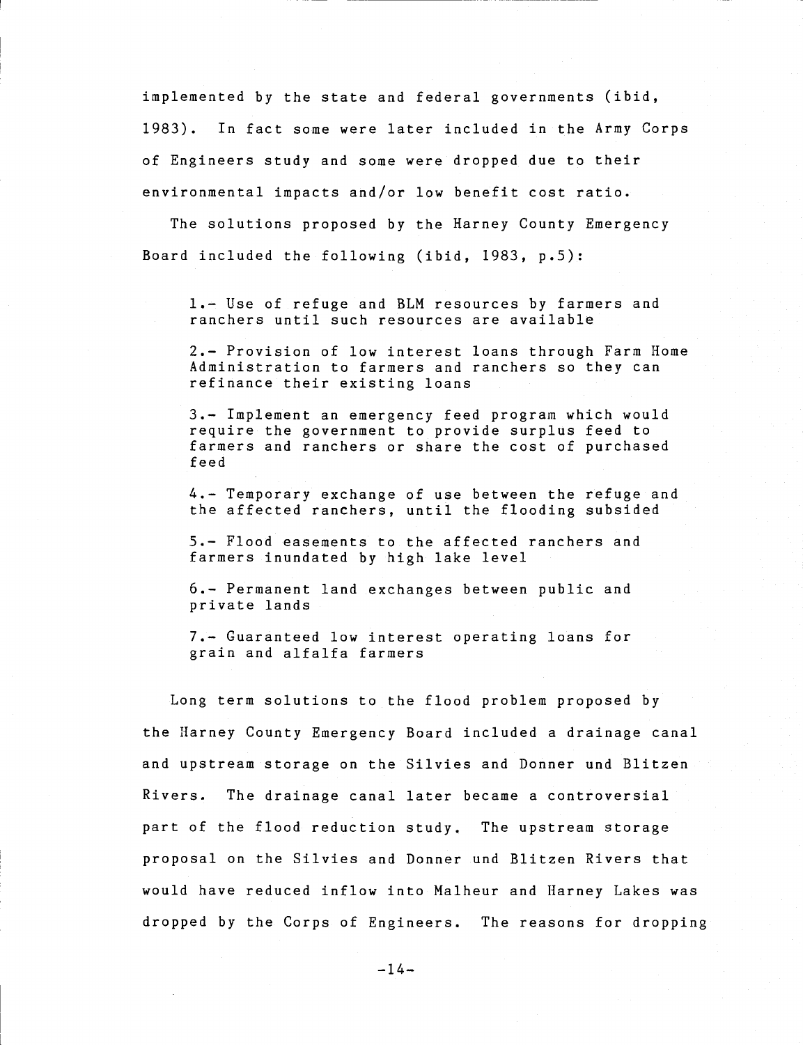implemented by the state and federal governments (ibid, 1983). In fact some were later included in the Army Corps of Engineers study and some were dropped due to their environmental impacts and/or low benefit cost ratio.

The solutions proposed by the Harney County Emergency Board included the following (ibid, 1983, p.5):

> 1.- Use of refuge and BLM resources by farmers and ranchers until such resources are available
>
> 2.- Provision of low interest loans through Farm Home Administration to farmers and ranchers so they can refinance their existing loans
>
> 3.- Implement an emergency feed program which would require the government to provide surplus feed to farmers and ranchers or share the cost of purchased feed
>
> 4.- Temporary exchange of use between the refuge and the affected ranchers, until the flooding subsided
>
> 5.- Flood easements to the affected ranchers and farmers inundated by high lake level
>
> 6.- Permanent land exchanges between public and private lands
>
> 7.- Guaranteed low interest operating loans for grain and alfalfa farmers

Long term solutions to the flood problem proposed by the Harney County Emergency Board included a drainage canal and upstream storage on the Silvies and Donner und Blitzen Rivers. The drainage canal later became a controversial part of the flood reduction study. The upstream storage proposal on the Silvies and Donner und Blitzen Rivers that would have reduced inflow into Malheur and Harney Lakes was dropped by the Corps of Engineers. The reasons for dropping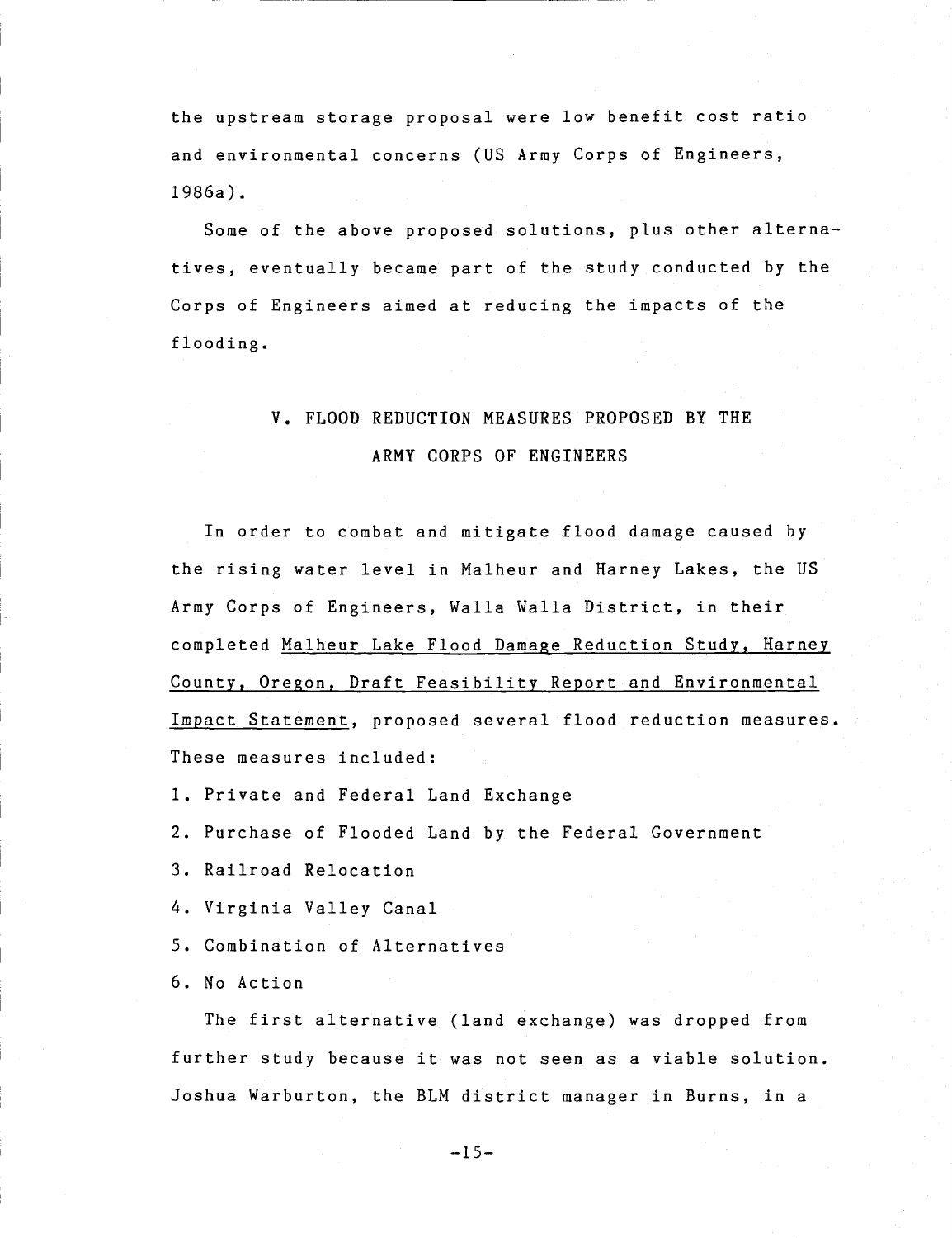the upstream storage proposal were low benefit cost ratio and environmental concerns (US Army Corps of Engineers, 1986a).

Some of the above proposed solutions, plus other alternatives, eventually became part of the study conducted by the Corps of Engineers aimed at reducing the impacts of the flooding.

## V. FLOOD REDUCTION MEASURES PROPOSED BY THE ARMY CORPS OF ENGINEERS

In order to combat and mitigate flood damage caused by the rising water level in Malheur and Harney Lakes, the US Army Corps of Engineers, Walla Walla District, in their completed Malheur Lake Flood Damage Reduction Study, Harney County, Oregon, Draft Feasibility Report and Environmental Impact Statement, proposed several flood reduction measures. These measures included:

1. Private and Federal Land Exchange
2. Purchase of Flooded Land by the Federal Government
3. Railroad Relocation
4. Virginia Valley Canal
5. Combination of Alternatives
6. No Action

The first alternative (land exchange) was dropped from further study because it was not seen as a viable solution. Joshua Warburton, the BLM district manager in Burns, in a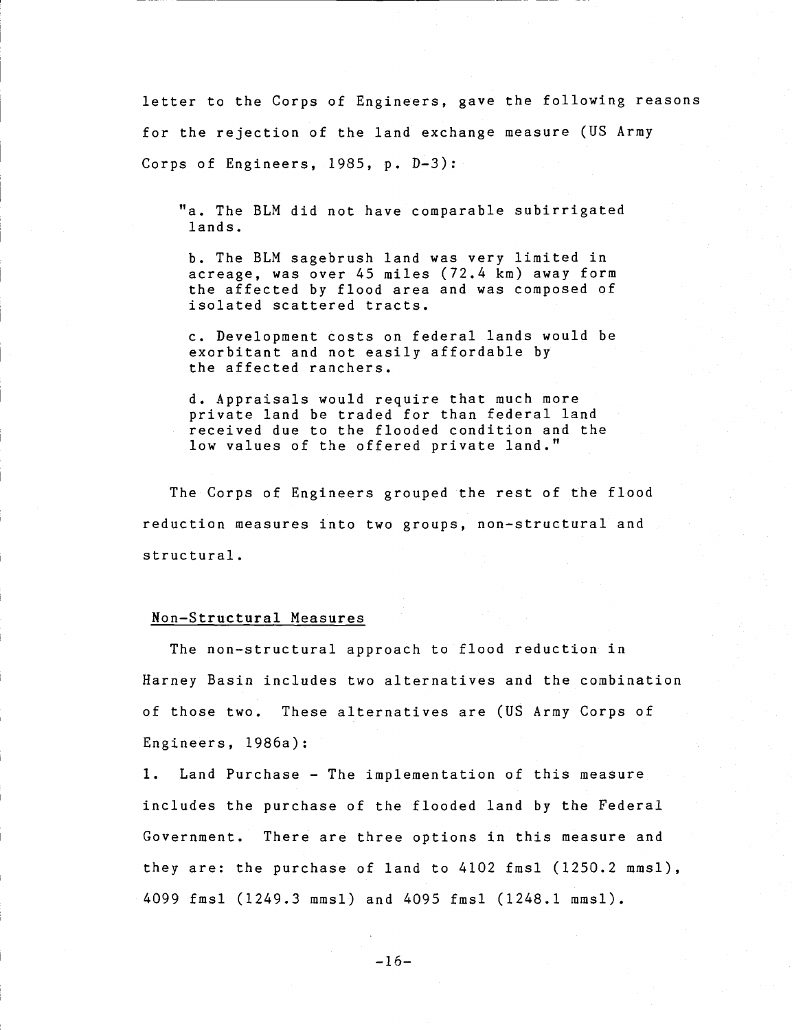letter to the Corps of Engineers, gave the following reasons for the rejection of the land exchange measure (US Army Corps of Engineers, 1985, p. D-3):

> "a. The BLM did not have comparable subirrigated lands.
>
> b. The BLM sagebrush land was very limited in acreage, was over 45 miles (72.4 km) away form the affected by flood area and was composed of isolated scattered tracts.
>
> c. Development costs on federal lands would be exorbitant and not easily affordable by the affected ranchers.
>
> d. Appraisals would require that much more private land be traded for than federal land received due to the flooded condition and the low values of the offered private land."

The Corps of Engineers grouped the rest of the flood reduction measures into two groups, non-structural and structural.

## Non-Structural Measures

The non-structural approach to flood reduction in Harney Basin includes two alternatives and the combination of those two. These alternatives are (US Army Corps of Engineers, 1986a):

1. Land Purchase - The implementation of this measure includes the purchase of the flooded land by the Federal Government. There are three options in this measure and they are: the purchase of land to 4102 fmsl (1250.2 mmsl), 4099 fmsl (1249.3 mmsl) and 4095 fmsl (1248.1 mmsl).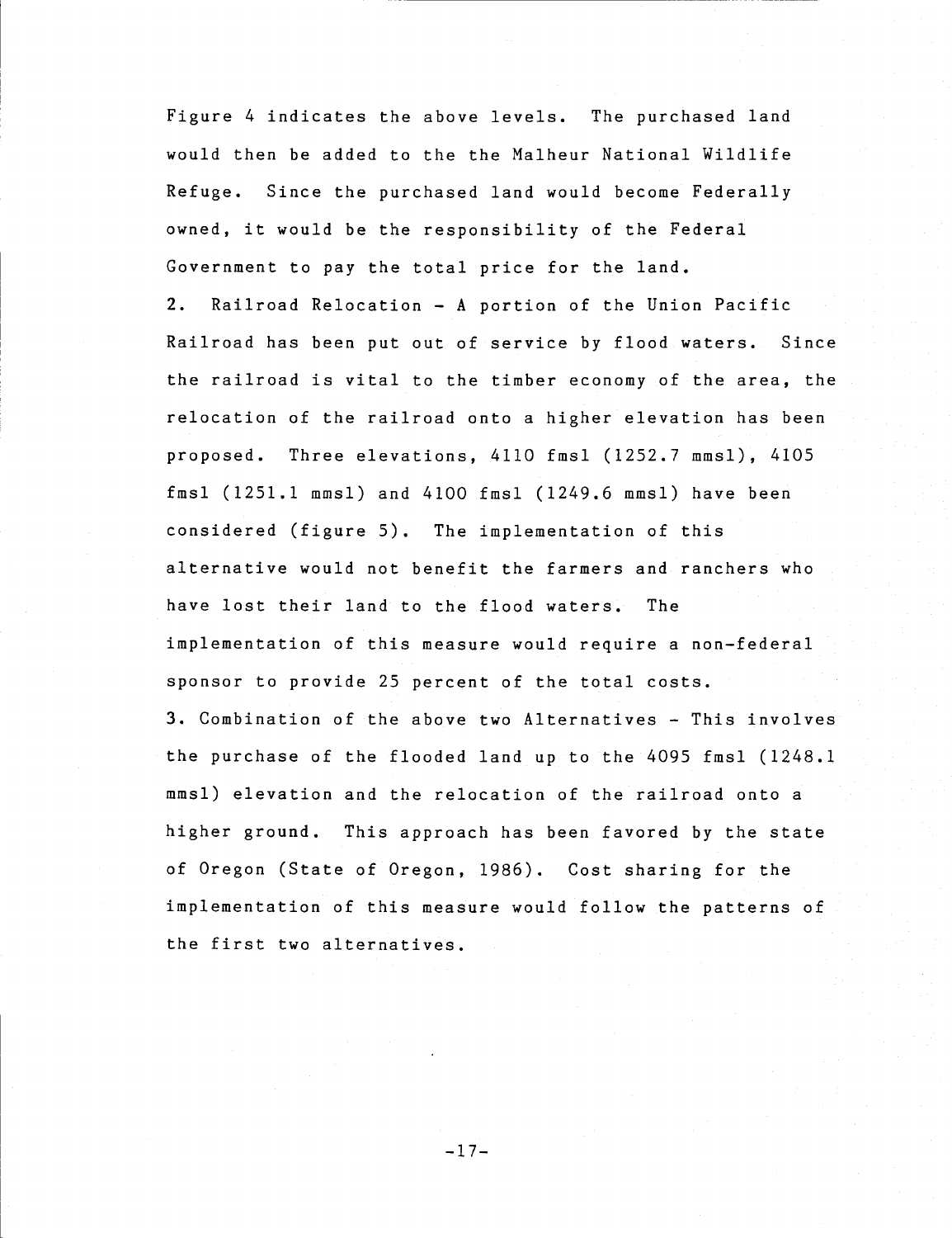Figure 4 indicates the above levels. The purchased land would then be added to the the Malheur National Wildlife Refuge. Since the purchased land would become Federally owned, it would be the responsibility of the Federal Government to pay the total price for the land.

2. Railroad Relocation - A portion of the Union Pacific Railroad has been put out of service by flood waters. Since the railroad is vital to the timber economy of the area, the relocation of the railroad onto a higher elevation has been proposed. Three elevations, 4110 fmsl (1252.7 mmsl), 4105 fmsl (1251.1 mmsl) and 4100 fmsl (1249.6 mmsl) have been considered (figure 5). The implementation of this alternative would not benefit the farmers and ranchers who have lost their land to the flood waters. The implementation of this measure would require a non-federal sponsor to provide 25 percent of the total costs.

3. Combination of the above two Alternatives - This involves the purchase of the flooded land up to the 4095 fmsl (1248.1 mmsl) elevation and the relocation of the railroad onto a higher ground. This approach has been favored by the state of Oregon (State of Oregon, 1986). Cost sharing for the implementation of this measure would follow the patterns of the first two alternatives.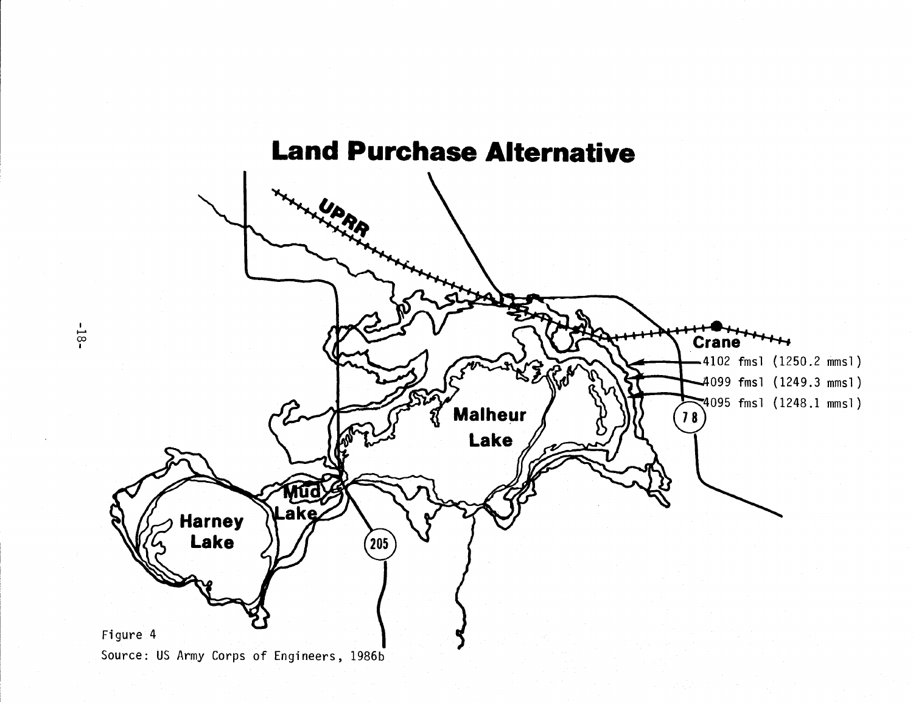# Land Purchase Alternative

UPRR

Crane

4102 fmsl (1250.2 mmsl)

4099 fmsl (1249.3 mmsl)

4095 fmsl (1248.1 mmsl)

78

Malheur Lake

Harney Lake

Mud Lake

205

Figure 4

Source: US Army Corps of Engineers, 1986b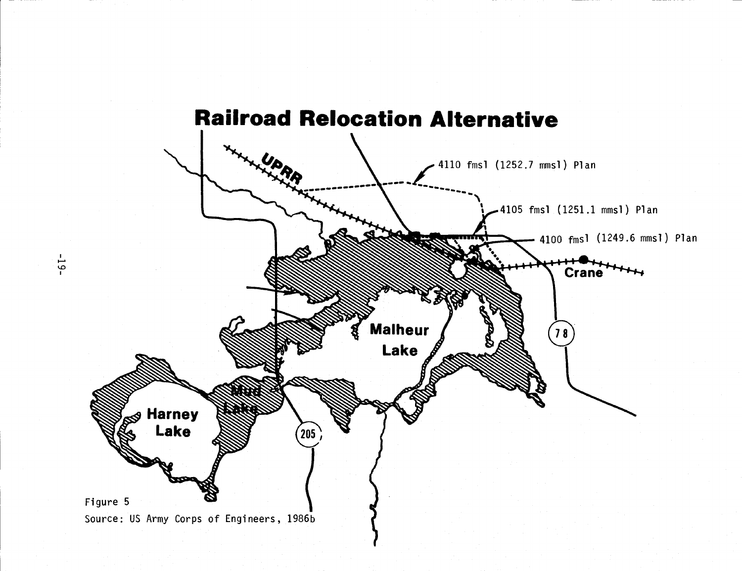# Railroad Relocation Alternative

UPRR

4110 fmsl (1252.7 mmsl) Plan

4105 fmsl (1251.1 mmsl) Plan

4100 fmsl (1249.6 mmsl) Plan

Crane

78

Malheur Lake

Harney Lake

Mud Lake

205

Figure 5

Source: US Army Corps of Engineers, 1986b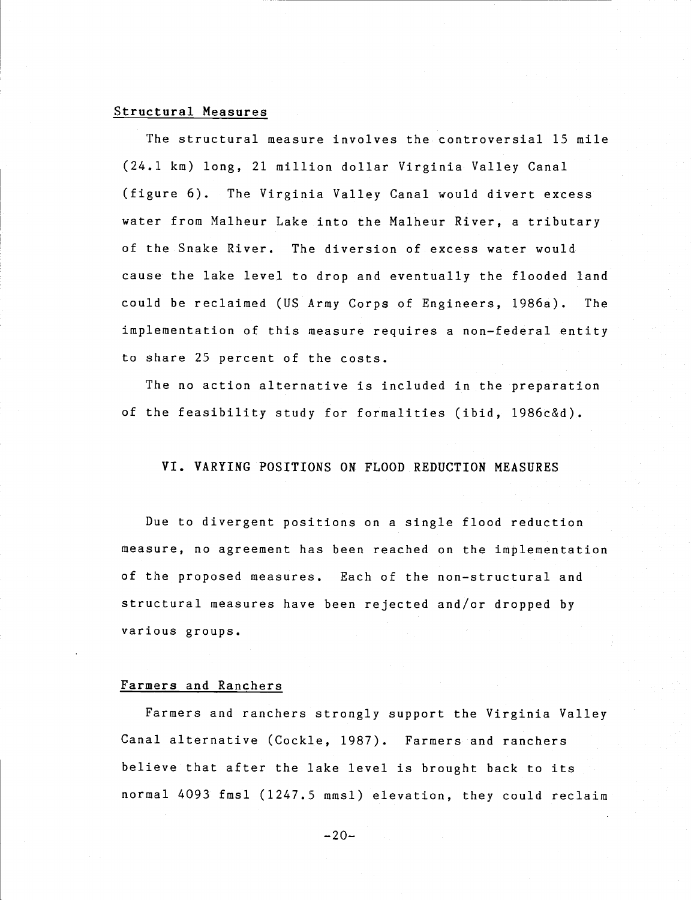### Structural Measures

The structural measure involves the controversial 15 mile (24.1 km) long, 21 million dollar Virginia Valley Canal (figure 6). The Virginia Valley Canal would divert excess water from Malheur Lake into the Malheur River, a tributary of the Snake River. The diversion of excess water would cause the lake level to drop and eventually the flooded land could be reclaimed (US Army Corps of Engineers, 1986a). The implementation of this measure requires a non-federal entity to share 25 percent of the costs.

The no action alternative is included in the preparation of the feasibility study for formalities (ibid, 1986c&d).

## VI. VARYING POSITIONS ON FLOOD REDUCTION MEASURES

Due to divergent positions on a single flood reduction measure, no agreement has been reached on the implementation of the proposed measures. Each of the non-structural and structural measures have been rejected and/or dropped by various groups.

### Farmers and Ranchers

Farmers and ranchers strongly support the Virginia Valley Canal alternative (Cockle, 1987). Farmers and ranchers believe that after the lake level is brought back to its normal 4093 fmsl (1247.5 mmsl) elevation, they could reclaim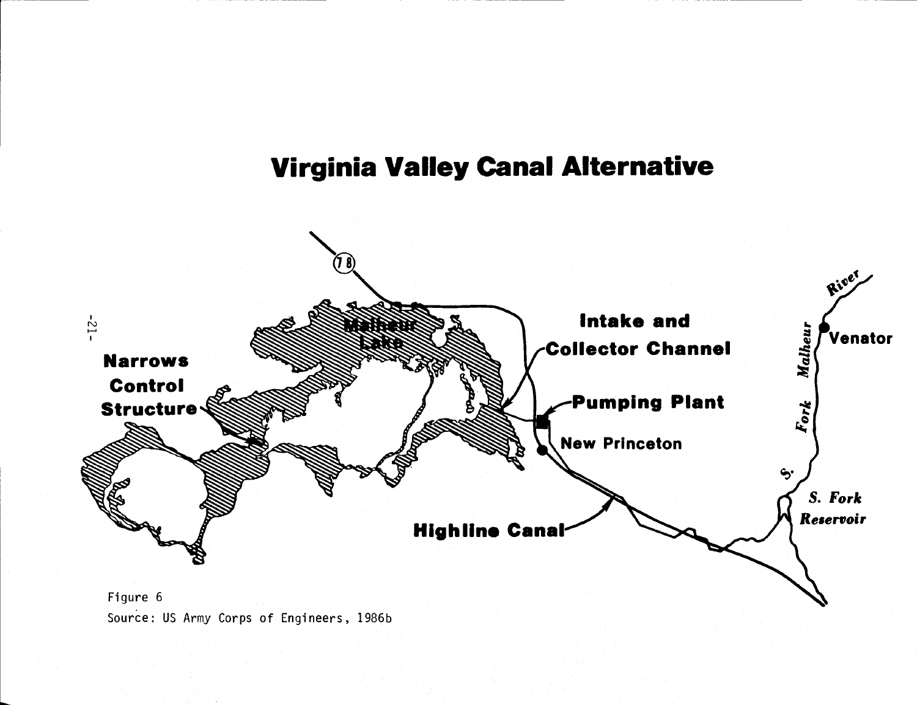# Virginia Valley Canal Alternative

Malheur Lake

78

Narrows Control Structure

Intake and Collector Channel

Pumping Plant

New Princeton

Highline Canal

Venator

S. Fork Malheur River

S. Fork Reservoir

Figure 6

Source: US Army Corps of Engineers, 1986b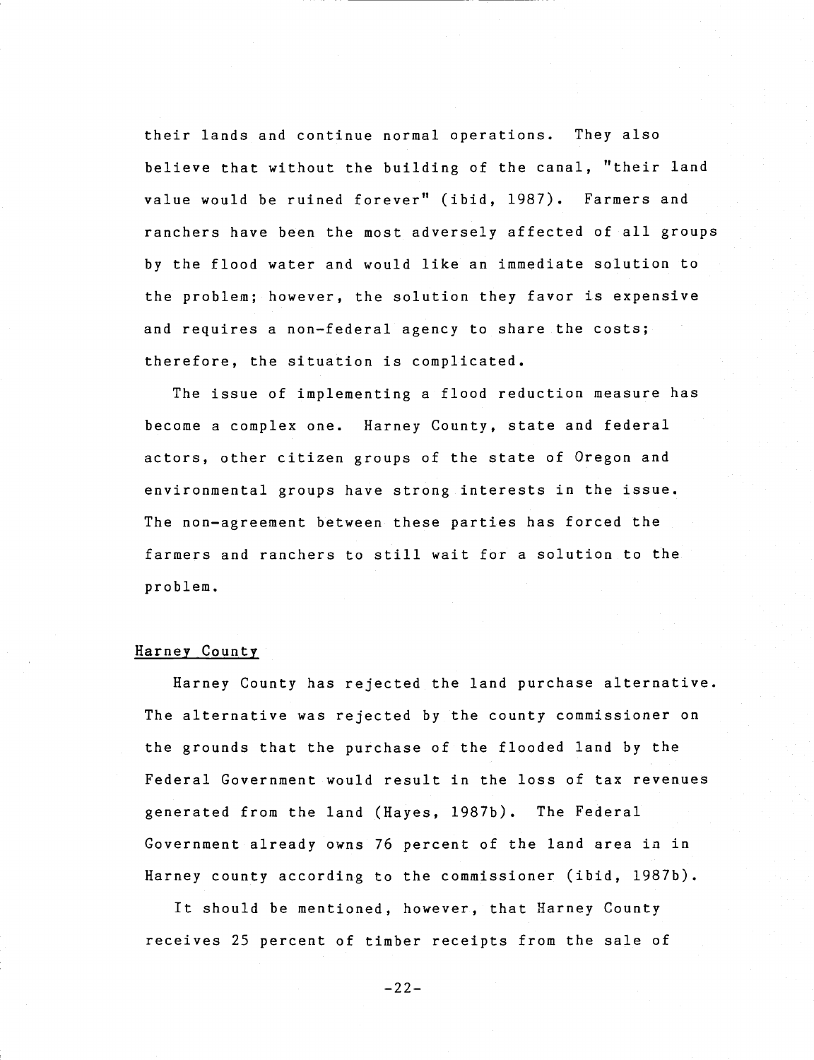their lands and continue normal operations. They also believe that without the building of the canal, "their land value would be ruined forever" (ibid, 1987). Farmers and ranchers have been the most adversely affected of all groups by the flood water and would like an immediate solution to the problem; however, the solution they favor is expensive and requires a non-federal agency to share the costs; therefore, the situation is complicated.

The issue of implementing a flood reduction measure has become a complex one. Harney County, state and federal actors, other citizen groups of the state of Oregon and environmental groups have strong interests in the issue. The non-agreement between these parties has forced the farmers and ranchers to still wait for a solution to the problem.

## Harney County

Harney County has rejected the land purchase alternative. The alternative was rejected by the county commissioner on the grounds that the purchase of the flooded land by the Federal Government would result in the loss of tax revenues generated from the land (Hayes, 1987b). The Federal Government already owns 76 percent of the land area in in Harney county according to the commissioner (ibid, 1987b).

It should be mentioned, however, that Harney County receives 25 percent of timber receipts from the sale of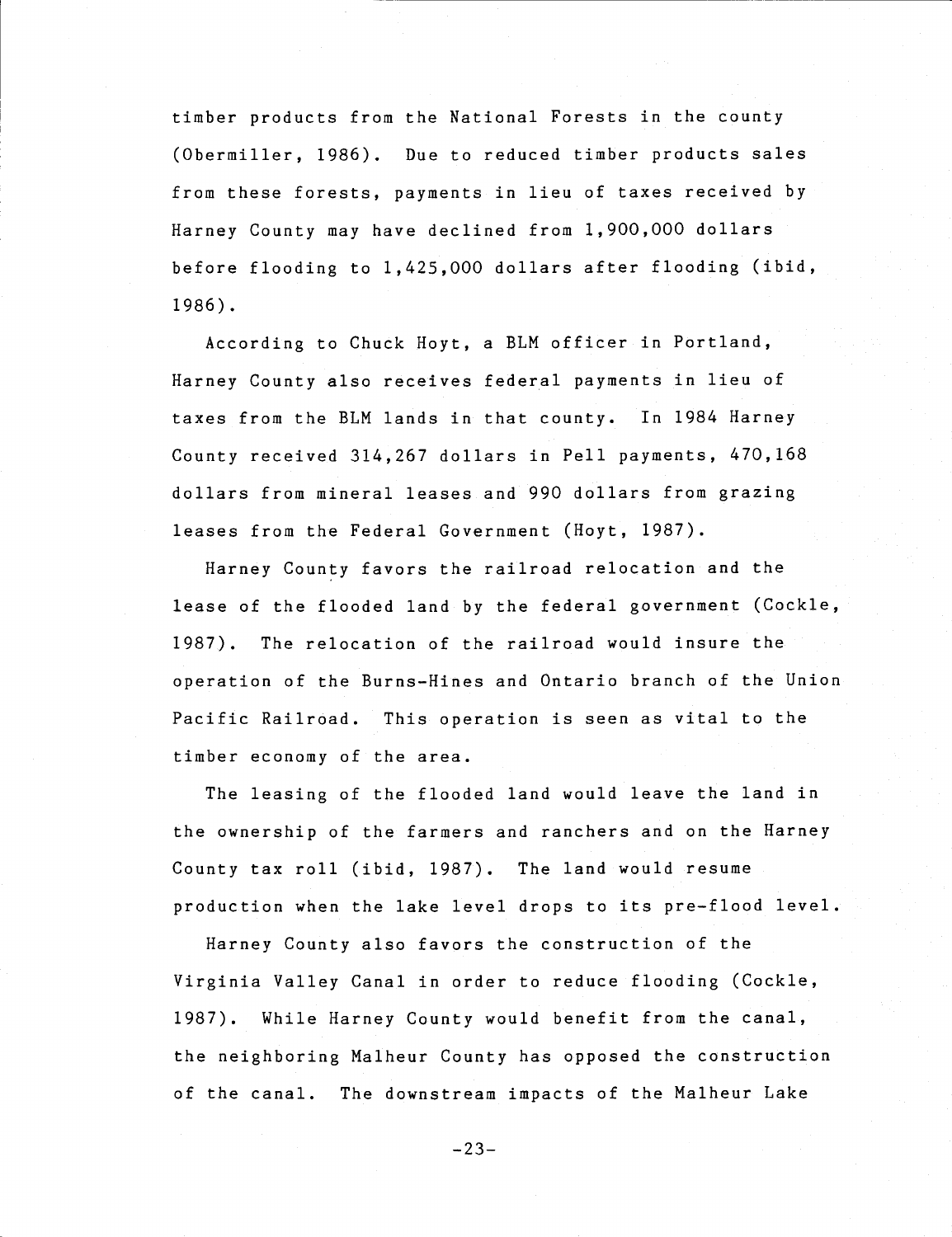timber products from the National Forests in the county (Obermiller, 1986). Due to reduced timber products sales from these forests, payments in lieu of taxes received by Harney County may have declined from 1,900,000 dollars before flooding to 1,425,000 dollars after flooding (ibid, 1986).

According to Chuck Hoyt, a BLM officer in Portland, Harney County also receives federal payments in lieu of taxes from the BLM lands in that county. In 1984 Harney County received 314,267 dollars in Pell payments, 470,168 dollars from mineral leases and 990 dollars from grazing leases from the Federal Government (Hoyt, 1987).

Harney County favors the railroad relocation and the lease of the flooded land by the federal government (Cockle, 1987). The relocation of the railroad would insure the operation of the Burns-Hines and Ontario branch of the Union Pacific Railroad. This operation is seen as vital to the timber economy of the area.

The leasing of the flooded land would leave the land in the ownership of the farmers and ranchers and on the Harney County tax roll (ibid, 1987). The land would resume production when the lake level drops to its pre-flood level.

Harney County also favors the construction of the Virginia Valley Canal in order to reduce flooding (Cockle, 1987). While Harney County would benefit from the canal, the neighboring Malheur County has opposed the construction of the canal. The downstream impacts of the Malheur Lake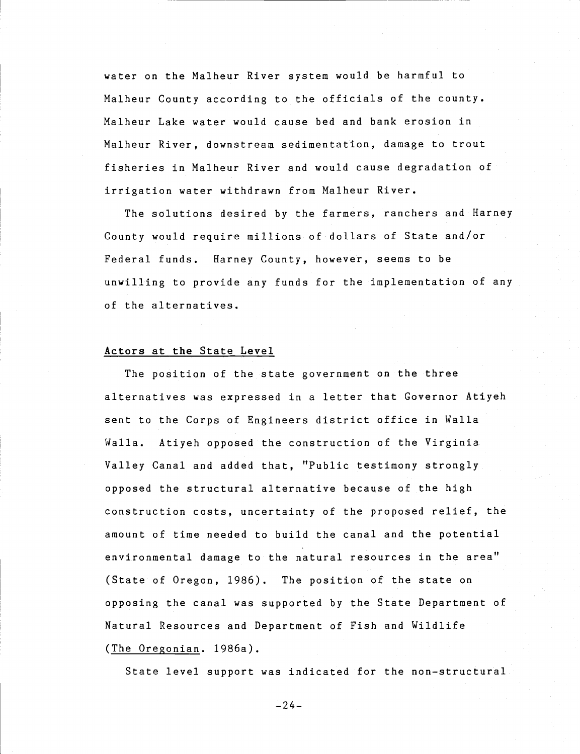water on the Malheur River system would be harmful to Malheur County according to the officials of the county. Malheur Lake water would cause bed and bank erosion in Malheur River, downstream sedimentation, damage to trout fisheries in Malheur River and would cause degradation of irrigation water withdrawn from Malheur River.

The solutions desired by the farmers, ranchers and Harney County would require millions of dollars of State and/or Federal funds. Harney County, however, seems to be unwilling to provide any funds for the implementation of any of the alternatives.

## Actors at the State Level

The position of the state government on the three alternatives was expressed in a letter that Governor Atiyeh sent to the Corps of Engineers district office in Walla Walla. Atiyeh opposed the construction of the Virginia Valley Canal and added that, "Public testimony strongly opposed the structural alternative because of the high construction costs, uncertainty of the proposed relief, the amount of time needed to build the canal and the potential environmental damage to the natural resources in the area" (State of Oregon, 1986). The position of the state on opposing the canal was supported by the State Department of Natural Resources and Department of Fish and Wildlife (The Oregonian. 1986a).

State level support was indicated for the non-structural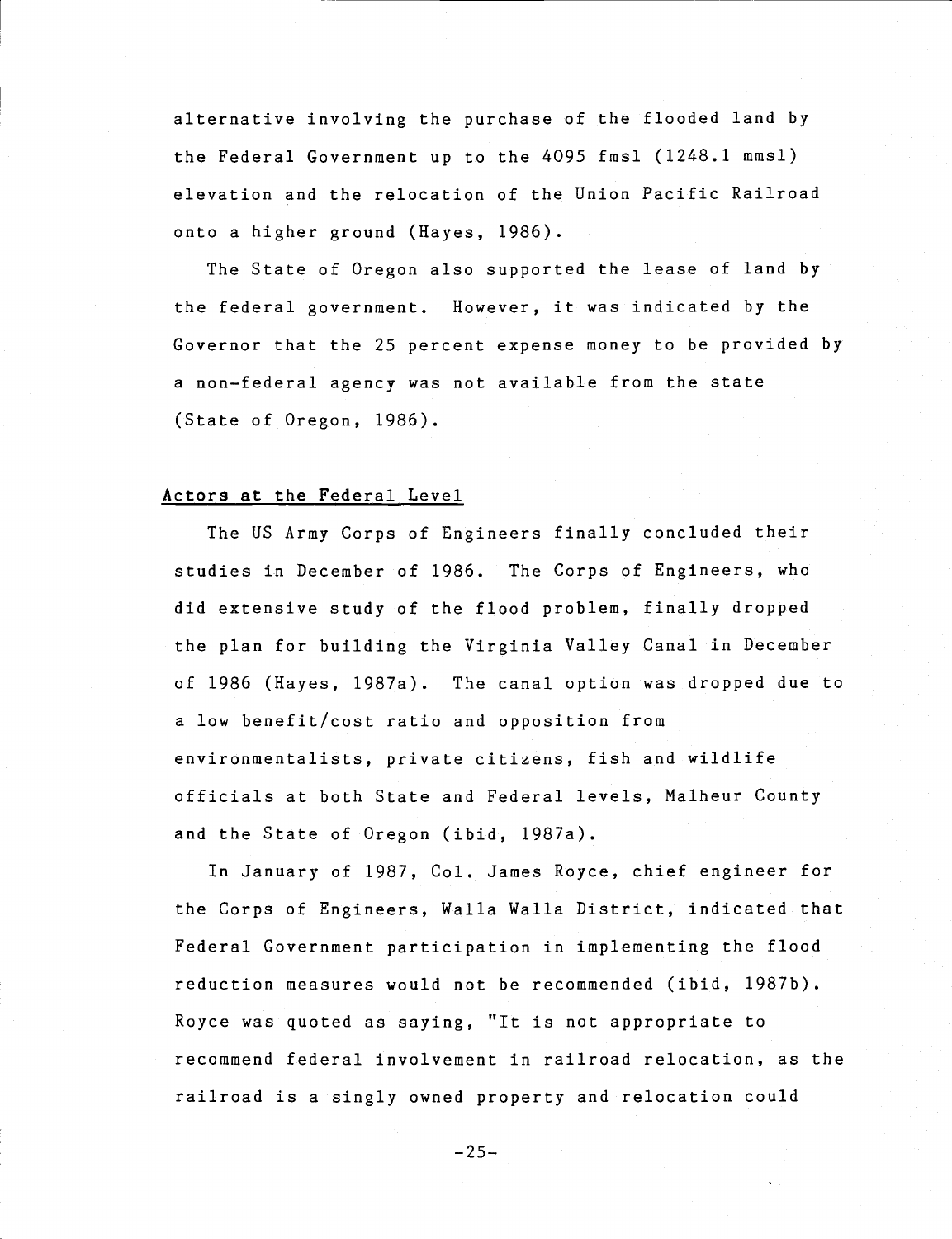alternative involving the purchase of the flooded land by the Federal Government up to the 4095 fmsl (1248.1 mmsl) elevation and the relocation of the Union Pacific Railroad onto a higher ground (Hayes, 1986).

The State of Oregon also supported the lease of land by the federal government. However, it was indicated by the Governor that the 25 percent expense money to be provided by a non-federal agency was not available from the state (State of Oregon, 1986).

## Actors at the Federal Level

The US Army Corps of Engineers finally concluded their studies in December of 1986. The Corps of Engineers, who did extensive study of the flood problem, finally dropped the plan for building the Virginia Valley Canal in December of 1986 (Hayes, 1987a). The canal option was dropped due to a low benefit/cost ratio and opposition from environmentalists, private citizens, fish and wildlife officials at both State and Federal levels, Malheur County and the State of Oregon (ibid, 1987a).

In January of 1987, Col. James Royce, chief engineer for the Corps of Engineers, Walla Walla District, indicated that Federal Government participation in implementing the flood reduction measures would not be recommended (ibid, 1987b). Royce was quoted as saying, "It is not appropriate to recommend federal involvement in railroad relocation, as the railroad is a singly owned property and relocation could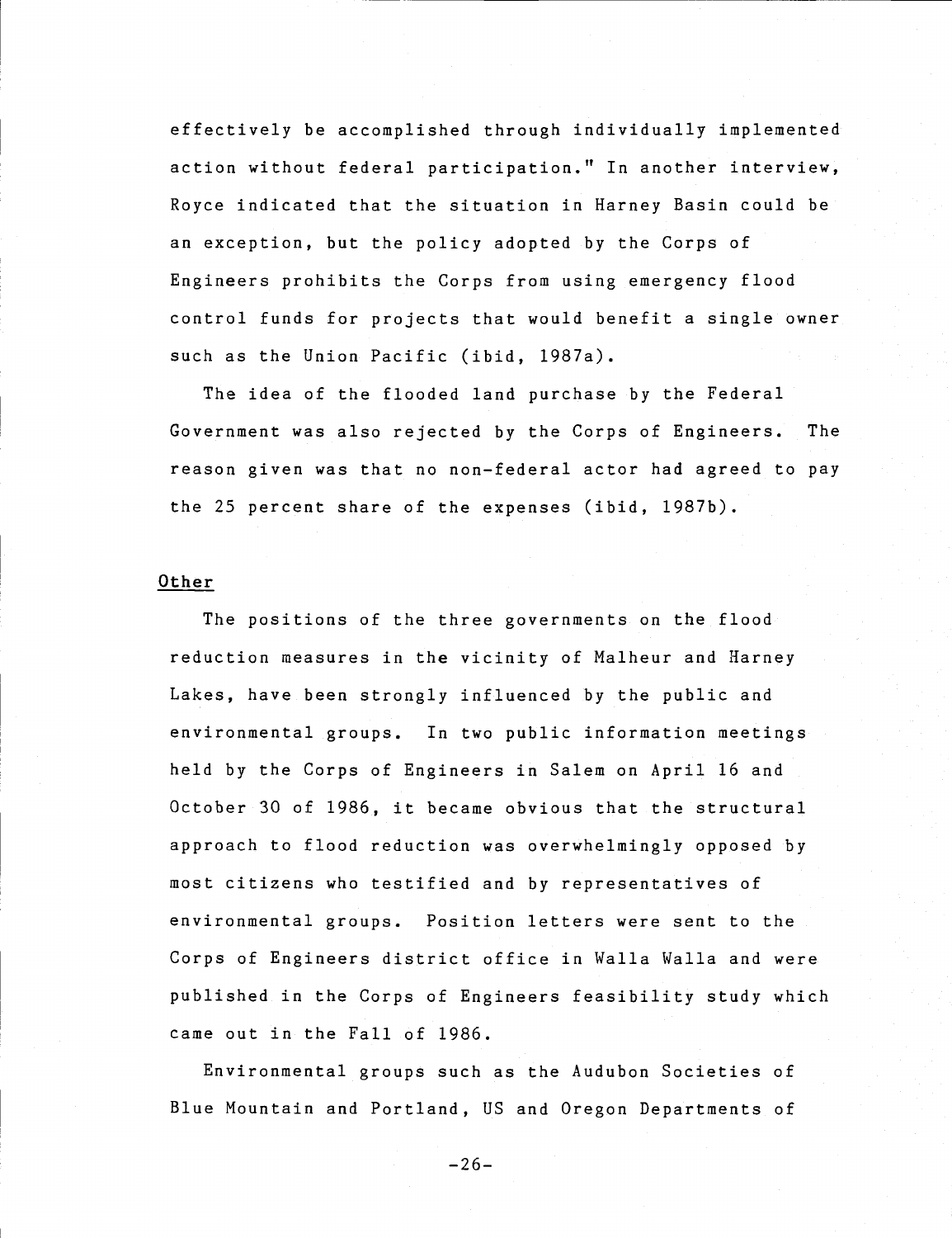effectively be accomplished through individually implemented action without federal participation." In another interview, Royce indicated that the situation in Harney Basin could be an exception, but the policy adopted by the Corps of Engineers prohibits the Corps from using emergency flood control funds for projects that would benefit a single owner such as the Union Pacific (ibid, 1987a).

The idea of the flooded land purchase by the Federal Government was also rejected by the Corps of Engineers. The reason given was that no non-federal actor had agreed to pay the 25 percent share of the expenses (ibid, 1987b).

### Other

The positions of the three governments on the flood reduction measures in the vicinity of Malheur and Harney Lakes, have been strongly influenced by the public and environmental groups. In two public information meetings held by the Corps of Engineers in Salem on April 16 and October 30 of 1986, it became obvious that the structural approach to flood reduction was overwhelmingly opposed by most citizens who testified and by representatives of environmental groups. Position letters were sent to the Corps of Engineers district office in Walla Walla and were published in the Corps of Engineers feasibility study which came out in the Fall of 1986.

Environmental groups such as the Audubon Societies of Blue Mountain and Portland, US and Oregon Departments of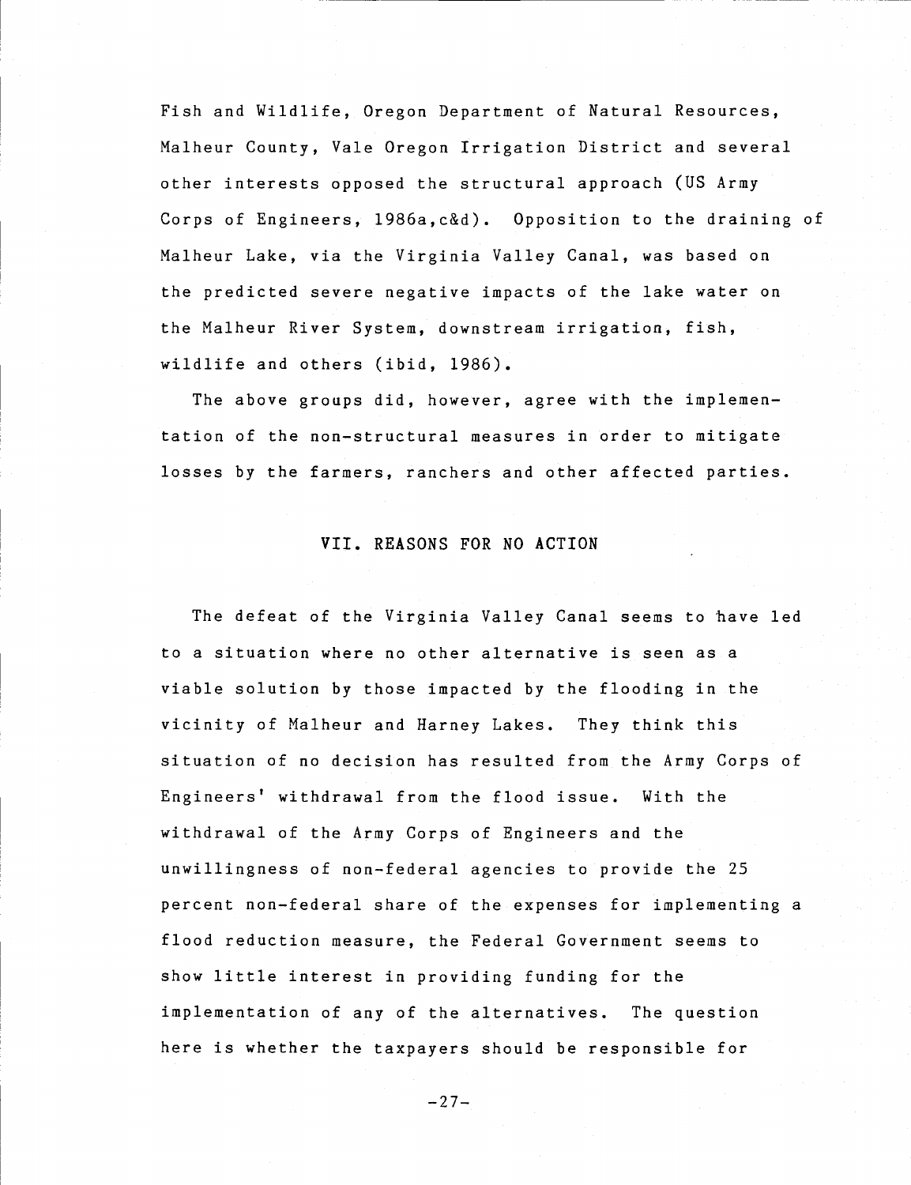Fish and Wildlife, Oregon Department of Natural Resources, Malheur County, Vale Oregon Irrigation District and several other interests opposed the structural approach (US Army Corps of Engineers, 1986a,c&d). Opposition to the draining of Malheur Lake, via the Virginia Valley Canal, was based on the predicted severe negative impacts of the lake water on the Malheur River System, downstream irrigation, fish, wildlife and others (ibid, 1986).

The above groups did, however, agree with the implementation of the non-structural measures in order to mitigate losses by the farmers, ranchers and other affected parties.

## VII. REASONS FOR NO ACTION

The defeat of the Virginia Valley Canal seems to have led to a situation where no other alternative is seen as a viable solution by those impacted by the flooding in the vicinity of Malheur and Harney Lakes. They think this situation of no decision has resulted from the Army Corps of Engineers' withdrawal from the flood issue. With the withdrawal of the Army Corps of Engineers and the unwillingness of non-federal agencies to provide the 25 percent non-federal share of the expenses for implementing a flood reduction measure, the Federal Government seems to show little interest in providing funding for the implementation of any of the alternatives. The question here is whether the taxpayers should be responsible for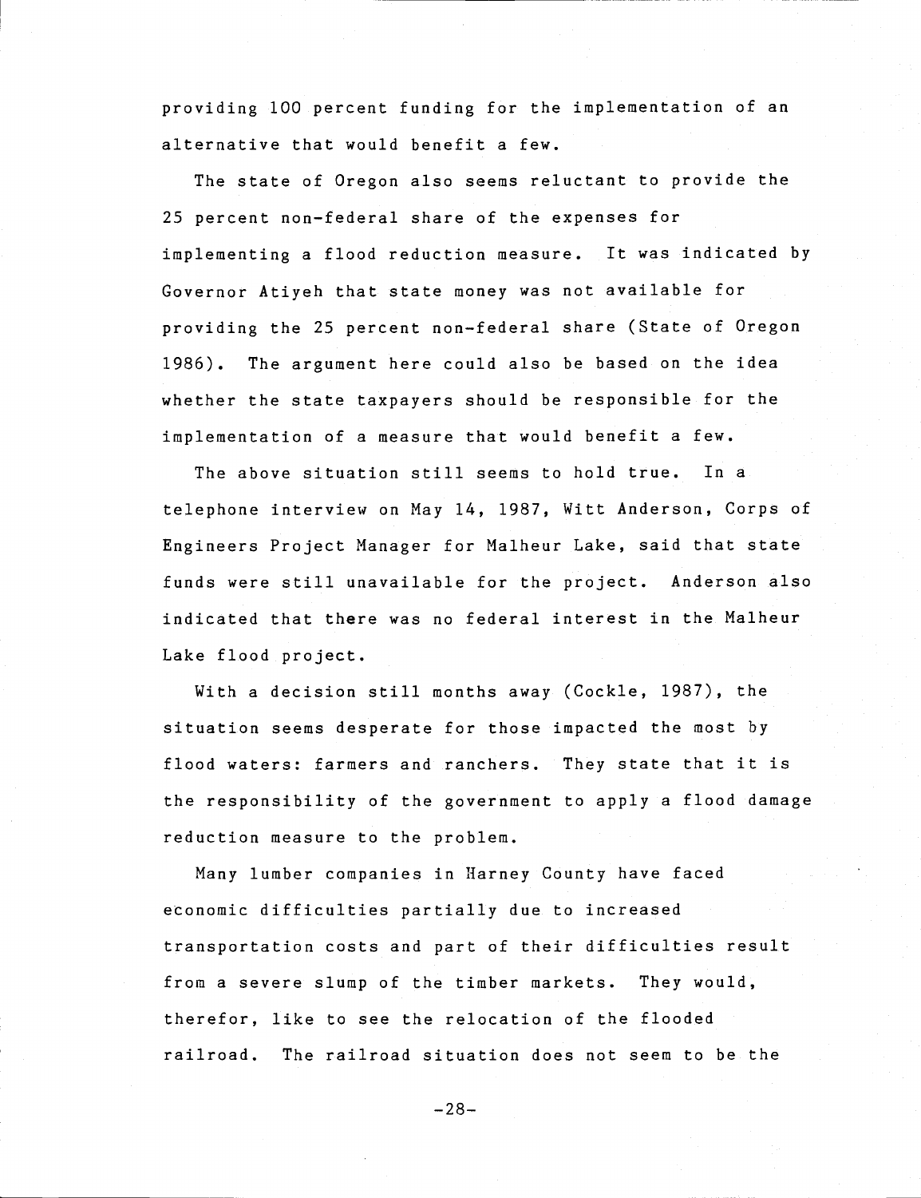providing 100 percent funding for the implementation of an alternative that would benefit a few.

The state of Oregon also seems reluctant to provide the 25 percent non-federal share of the expenses for implementing a flood reduction measure. It was indicated by Governor Atiyeh that state money was not available for providing the 25 percent non-federal share (State of Oregon 1986). The argument here could also be based on the idea whether the state taxpayers should be responsible for the implementation of a measure that would benefit a few.

The above situation still seems to hold true. In a telephone interview on May 14, 1987, Witt Anderson, Corps of Engineers Project Manager for Malheur Lake, said that state funds were still unavailable for the project. Anderson also indicated that there was no federal interest in the Malheur Lake flood project.

With a decision still months away (Cockle, 1987), the situation seems desperate for those impacted the most by flood waters: farmers and ranchers. They state that it is the responsibility of the government to apply a flood damage reduction measure to the problem.

Many lumber companies in Harney County have faced economic difficulties partially due to increased transportation costs and part of their difficulties result from a severe slump of the timber markets. They would, therefor, like to see the relocation of the flooded railroad. The railroad situation does not seem to be the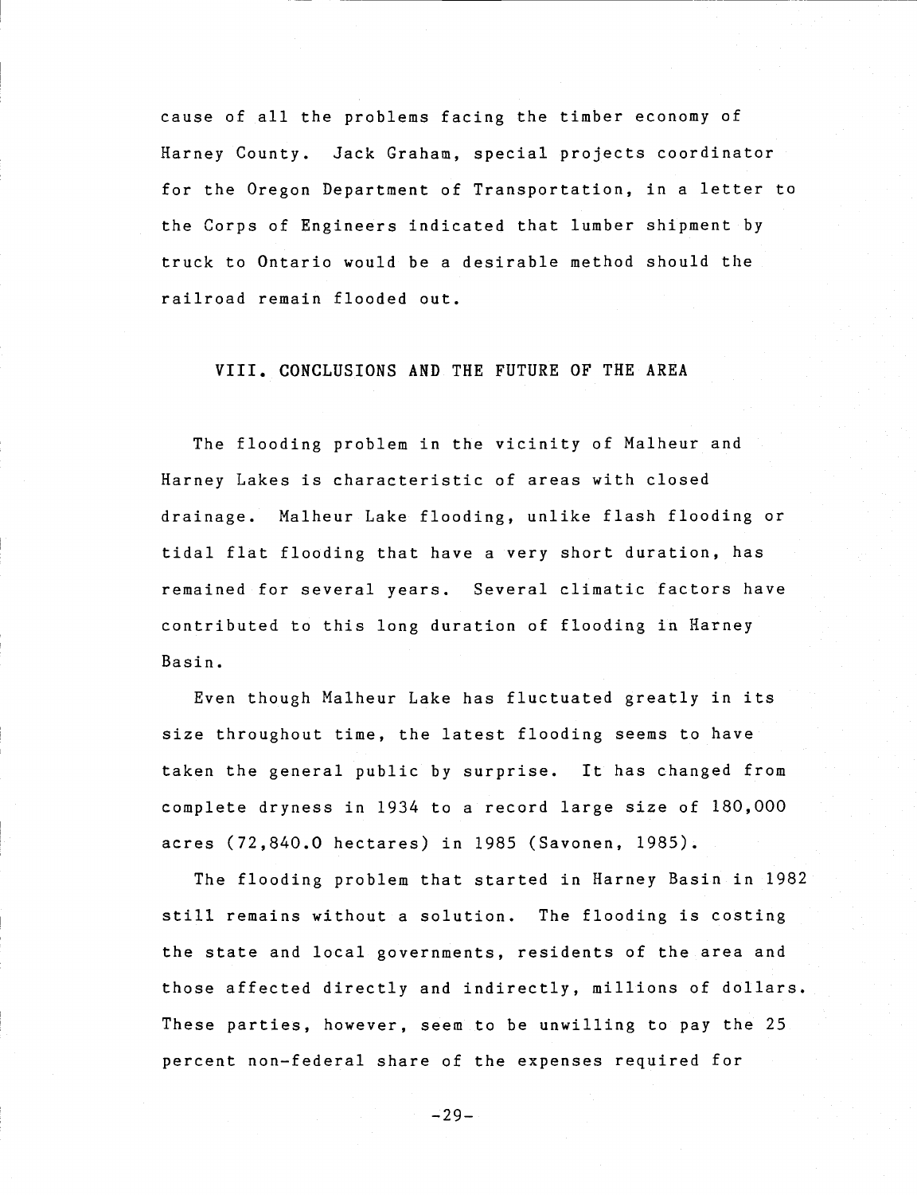cause of all the problems facing the timber economy of Harney County. Jack Graham, special projects coordinator for the Oregon Department of Transportation, in a letter to the Corps of Engineers indicated that lumber shipment by truck to Ontario would be a desirable method should the railroad remain flooded out.

## VIII. CONCLUSIONS AND THE FUTURE OF THE AREA

The flooding problem in the vicinity of Malheur and Harney Lakes is characteristic of areas with closed drainage. Malheur Lake flooding, unlike flash flooding or tidal flat flooding that have a very short duration, has remained for several years. Several climatic factors have contributed to this long duration of flooding in Harney Basin.

Even though Malheur Lake has fluctuated greatly in its size throughout time, the latest flooding seems to have taken the general public by surprise. It has changed from complete dryness in 1934 to a record large size of 180,000 acres (72,840.0 hectares) in 1985 (Savonen, 1985).

The flooding problem that started in Harney Basin in 1982 still remains without a solution. The flooding is costing the state and local governments, residents of the area and those affected directly and indirectly, millions of dollars. These parties, however, seem to be unwilling to pay the 25 percent non-federal share of the expenses required for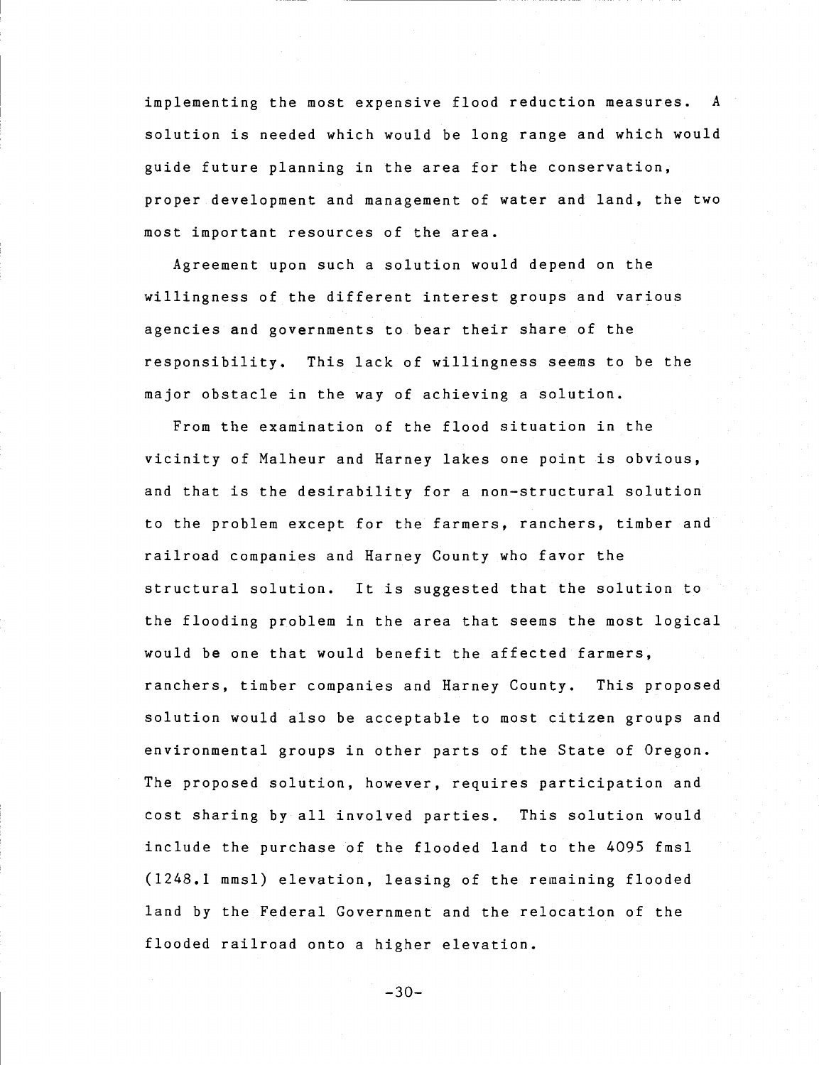implementing the most expensive flood reduction measures. A solution is needed which would be long range and which would guide future planning in the area for the conservation, proper development and management of water and land, the two most important resources of the area.

Agreement upon such a solution would depend on the willingness of the different interest groups and various agencies and governments to bear their share of the responsibility. This lack of willingness seems to be the major obstacle in the way of achieving a solution.

From the examination of the flood situation in the vicinity of Malheur and Harney lakes one point is obvious, and that is the desirability for a non-structural solution to the problem except for the farmers, ranchers, timber and railroad companies and Harney County who favor the structural solution. It is suggested that the solution to the flooding problem in the area that seems the most logical would be one that would benefit the affected farmers, ranchers, timber companies and Harney County. This proposed solution would also be acceptable to most citizen groups and environmental groups in other parts of the State of Oregon. The proposed solution, however, requires participation and cost sharing by all involved parties. This solution would include the purchase of the flooded land to the 4095 fmsl (1248.1 mmsl) elevation, leasing of the remaining flooded land by the Federal Government and the relocation of the flooded railroad onto a higher elevation.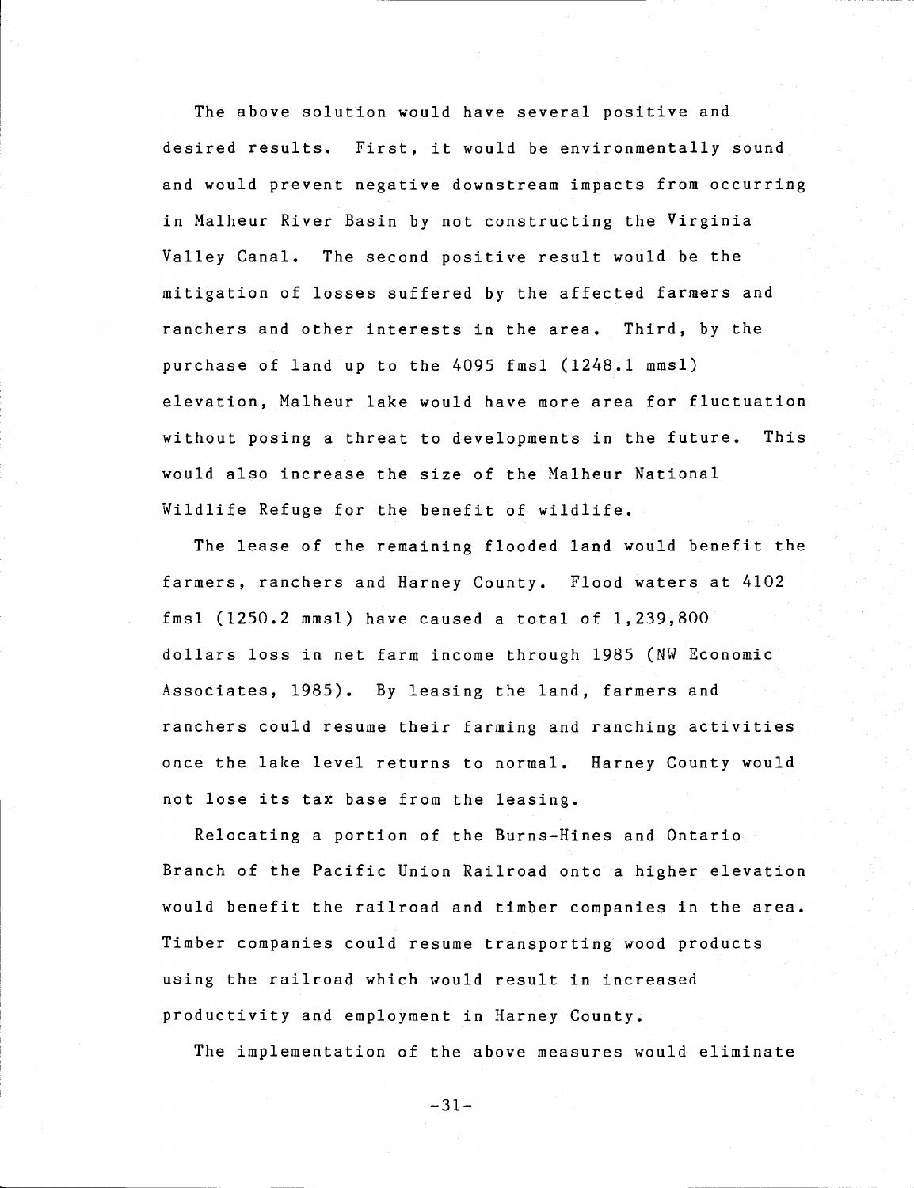The above solution would have several positive and desired results. First, it would be environmentally sound and would prevent negative downstream impacts from occurring in Malheur River Basin by not constructing the Virginia Valley Canal. The second positive result would be the mitigation of losses suffered by the affected farmers and ranchers and other interests in the area. Third, by the purchase of land up to the 4095 fmsl (1248.1 mmsl) elevation, Malheur lake would have more area for fluctuation without posing a threat to developments in the future. This would also increase the size of the Malheur National Wildlife Refuge for the benefit of wildlife.

The lease of the remaining flooded land would benefit the farmers, ranchers and Harney County. Flood waters at 4102 fmsl (1250.2 mmsl) have caused a total of 1,239,800 dollars loss in net farm income through 1985 (NW Economic Associates, 1985). By leasing the land, farmers and ranchers could resume their farming and ranching activities once the lake level returns to normal. Harney County would not lose its tax base from the leasing.

Relocating a portion of the Burns-Hines and Ontario Branch of the Pacific Union Railroad onto a higher elevation would benefit the railroad and timber companies in the area. Timber companies could resume transporting wood products using the railroad which would result in increased productivity and employment in Harney County.

The implementation of the above measures would eliminate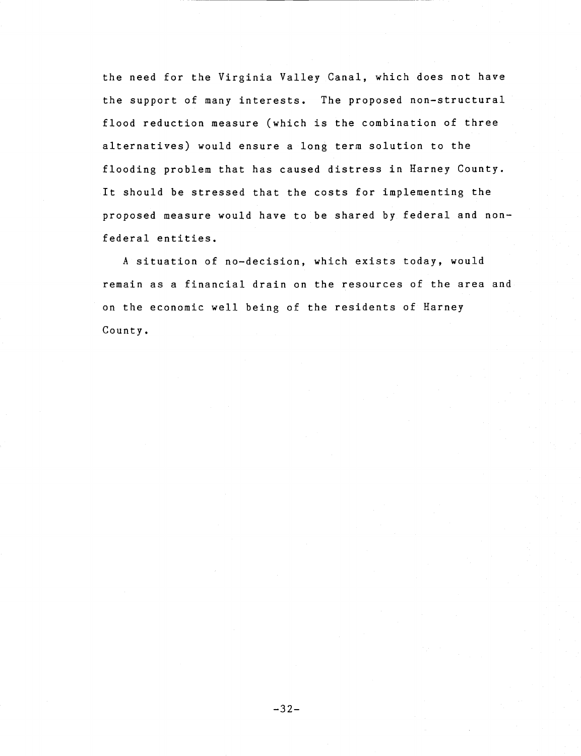the need for the Virginia Valley Canal, which does not have the support of many interests. The proposed non-structural flood reduction measure (which is the combination of three alternatives) would ensure a long term solution to the flooding problem that has caused distress in Harney County. It should be stressed that the costs for implementing the proposed measure would have to be shared by federal and non-federal entities.

A situation of no-decision, which exists today, would remain as a financial drain on the resources of the area and on the economic well being of the residents of Harney County.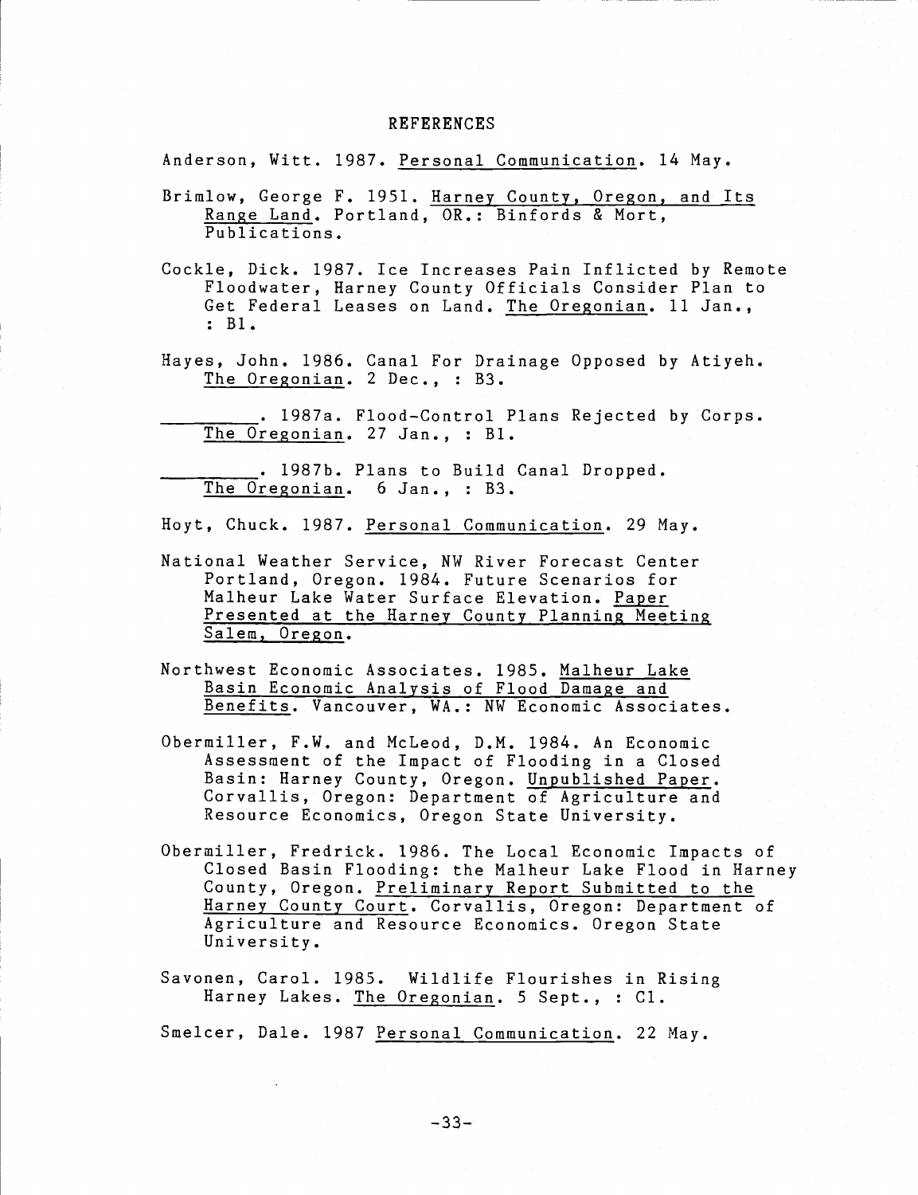# REFERENCES

Anderson, Witt. 1987. Personal Communication. 14 May.

Brimlow, George F. 1951. Harney County, Oregon, and Its Range Land. Portland, OR.: Binfords & Mort, Publications.

Cockle, Dick. 1987. Ice Increases Pain Inflicted by Remote Floodwater, Harney County Officials Consider Plan to Get Federal Leases on Land. The Oregonian. 11 Jan., : B1.

Hayes, John. 1986. Canal For Drainage Opposed by Atiyeh. The Oregonian. 2 Dec., : B3.

_________. 1987a. Flood-Control Plans Rejected by Corps. The Oregonian. 27 Jan., : B1.

_________. 1987b. Plans to Build Canal Dropped. The Oregonian. 6 Jan., : B3.

Hoyt, Chuck. 1987. Personal Communication. 29 May.

National Weather Service, NW River Forecast Center Portland, Oregon. 1984. Future Scenarios for Malheur Lake Water Surface Elevation. Paper Presented at the Harney County Planning Meeting Salem, Oregon.

Northwest Economic Associates. 1985. Malheur Lake Basin Economic Analysis of Flood Damage and Benefits. Vancouver, WA.: NW Economic Associates.

Obermiller, F.W. and McLeod, D.M. 1984. An Economic Assessment of the Impact of Flooding in a Closed Basin: Harney County, Oregon. Unpublished Paper. Corvallis, Oregon: Department of Agriculture and Resource Economics, Oregon State University.

Obermiller, Fredrick. 1986. The Local Economic Impacts of Closed Basin Flooding: the Malheur Lake Flood in Harney County, Oregon. Preliminary Report Submitted to the Harney County Court. Corvallis, Oregon: Department of Agriculture and Resource Economics. Oregon State University.

Savonen, Carol. 1985. Wildlife Flourishes in Rising Harney Lakes. The Oregonian. 5 Sept., : C1.

Smelcer, Dale. 1987 Personal Communication. 22 May.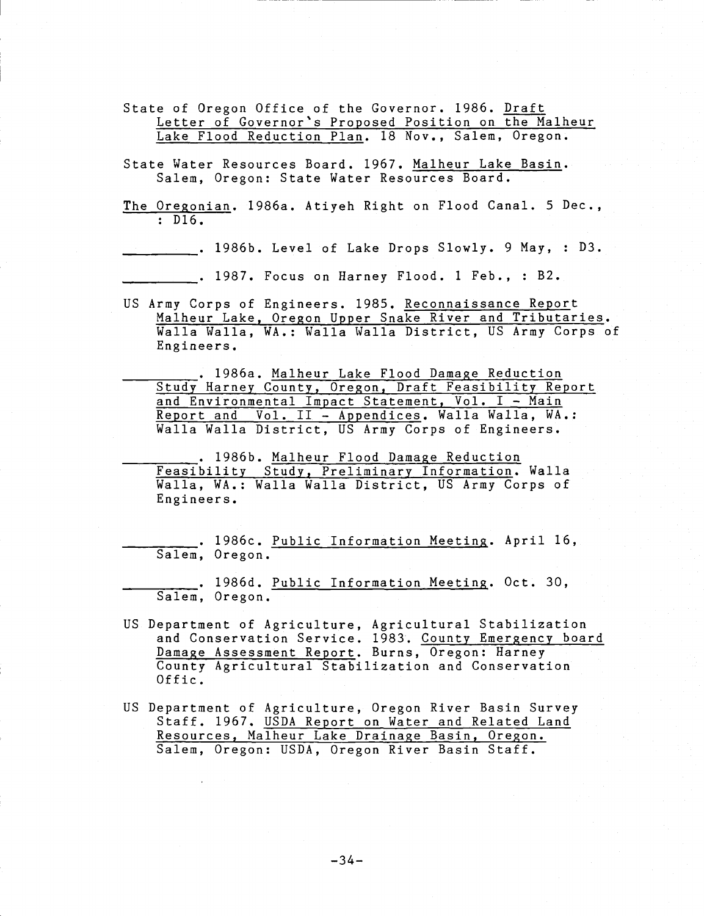State of Oregon Office of the Governor. 1986. Draft Letter of Governor's Proposed Position on the Malheur Lake Flood Reduction Plan. 18 Nov., Salem, Oregon.

State Water Resources Board. 1967. Malheur Lake Basin. Salem, Oregon: State Water Resources Board.

The Oregonian. 1986a. Atiyeh Right on Flood Canal. 5 Dec., : D16.

_________. 1986b. Level of Lake Drops Slowly. 9 May, : D3.

_________. 1987. Focus on Harney Flood. 1 Feb., : B2.

US Army Corps of Engineers. 1985. Reconnaissance Report Malheur Lake, Oregon Upper Snake River and Tributaries. Walla Walla, WA.: Walla Walla District, US Army Corps of Engineers.

_________. 1986a. Malheur Lake Flood Damage Reduction Study Harney County, Oregon, Draft Feasibility Report and Environmental Impact Statement, Vol. I - Main Report and Vol. II - Appendices. Walla Walla, WA.: Walla Walla District, US Army Corps of Engineers.

_________. 1986b. Malheur Flood Damage Reduction Feasibility Study, Preliminary Information. Walla Walla, WA.: Walla Walla District, US Army Corps of Engineers.

_________. 1986c. Public Information Meeting. April 16, Salem, Oregon.

_________. 1986d. Public Information Meeting. Oct. 30, Salem, Oregon.

US Department of Agriculture, Agricultural Stabilization and Conservation Service. 1983. County Emergency board Damage Assessment Report. Burns, Oregon: Harney County Agricultural Stabilization and Conservation Offic.

US Department of Agriculture, Oregon River Basin Survey Staff. 1967. USDA Report on Water and Related Land Resources, Malheur Lake Drainage Basin, Oregon. Salem, Oregon: USDA, Oregon River Basin Staff.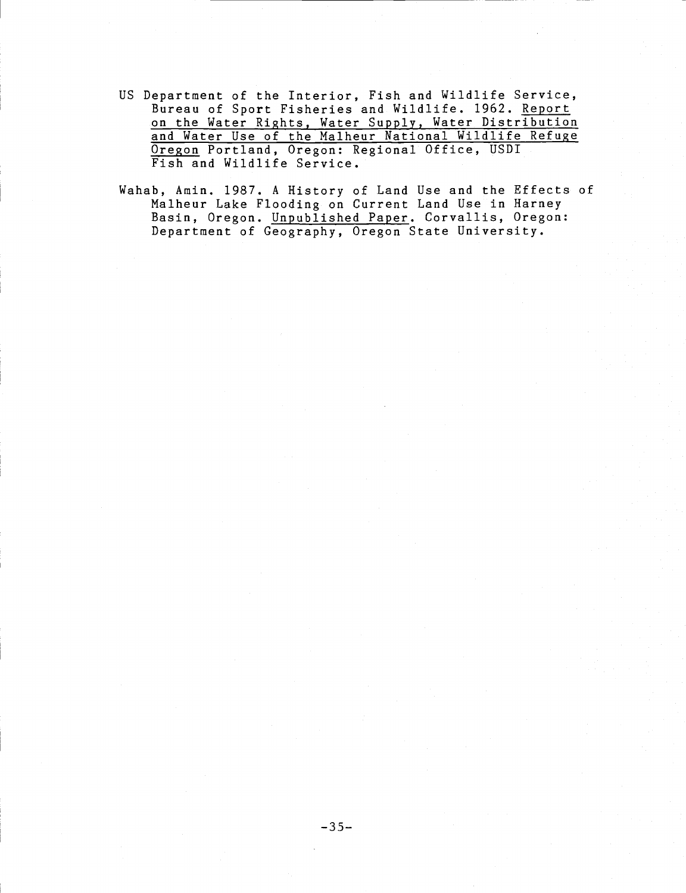US Department of the Interior, Fish and Wildlife Service, Bureau of Sport Fisheries and Wildlife. 1962. Report on the Water Rights, Water Supply, Water Distribution and Water Use of the Malheur National Wildlife Refuge Oregon Portland, Oregon: Regional Office, USDI Fish and Wildlife Service.

Wahab, Amin. 1987. A History of Land Use and the Effects of Malheur Lake Flooding on Current Land Use in Harney Basin, Oregon. Unpublished Paper. Corvallis, Oregon: Department of Geography, Oregon State University.